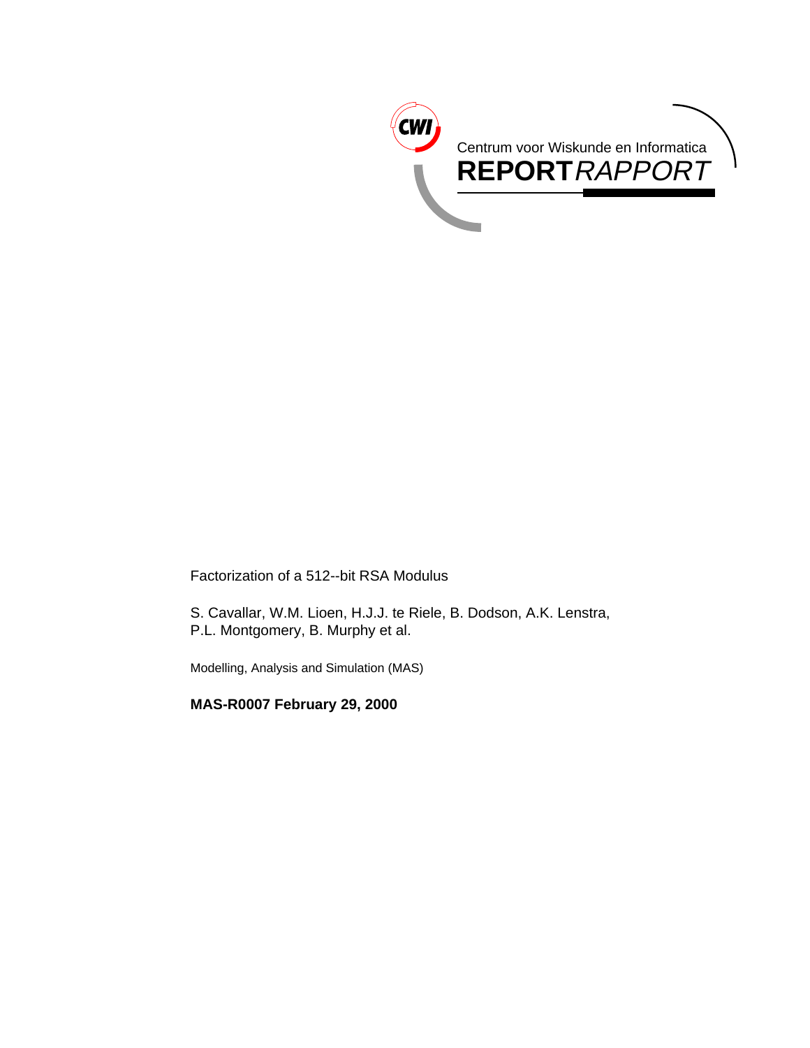Centrum voor Wiskunde en Informatica

**REPORT** *RAPPORT*

Factorization of a 512--bit RSA Modulus

S. Cavallar, W.M. Lioen, H.J.J. te Riele, B. Dodson, A.K. Lenstra, P.L. Montgomery, B. Murphy et al.

Modelling, Analysis and Simulation (MAS)

**MAS-R0007 February 29, 2000**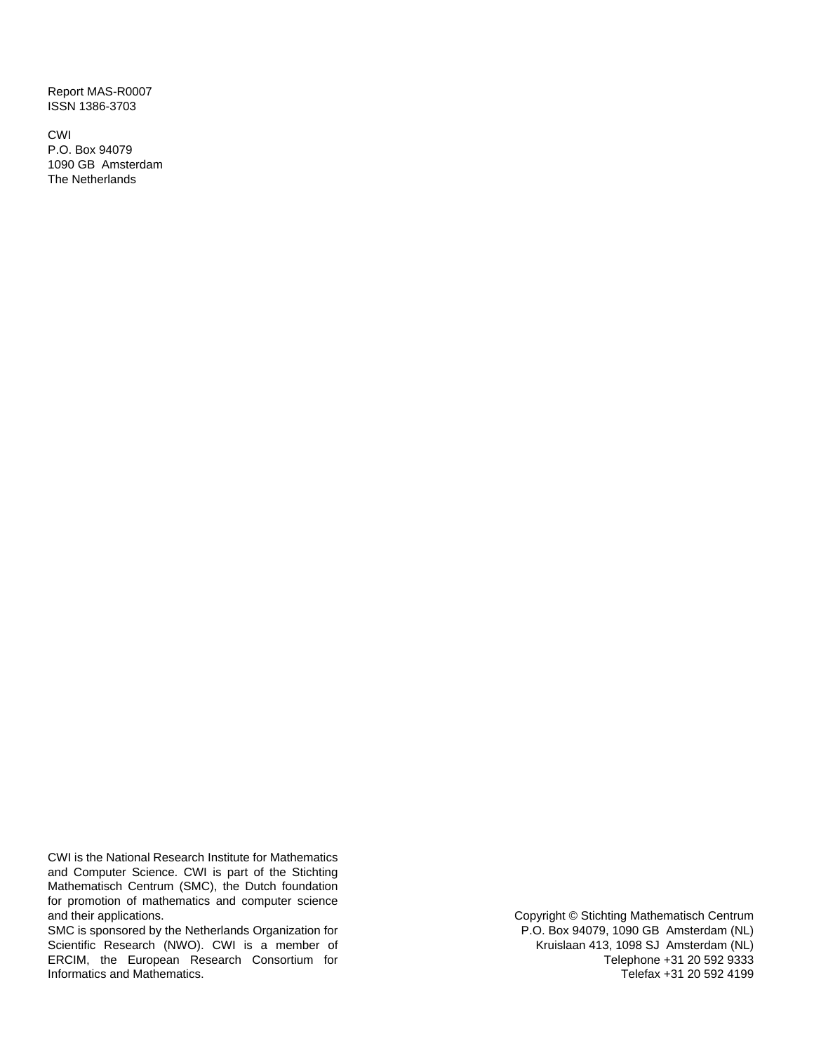Report MAS-R0007
ISSN 1386-3703

CWI
P.O. Box 94079
1090 GB  Amsterdam
The Netherlands

CWI is the National Research Institute for Mathematics and Computer Science. CWI is part of the Stichting Mathematisch Centrum (SMC), the Dutch foundation for promotion of mathematics and computer science and their applications.
SMC is sponsored by the Netherlands Organization for Scientific Research (NWO). CWI is a member of ERCIM, the European Research Consortium for Informatics and Mathematics.

Copyright © Stichting Mathematisch Centrum
P.O. Box 94079, 1090 GB  Amsterdam (NL)
Kruislaan 413, 1098 SJ  Amsterdam (NL)
Telephone +31 20 592 9333
Telefax +31 20 592 4199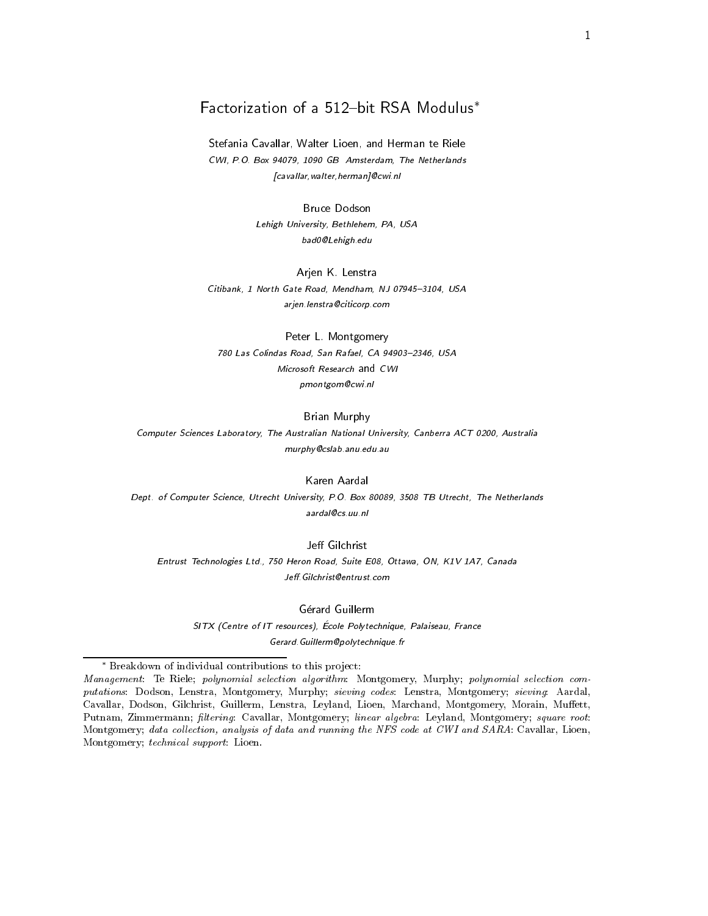Factorization of a 512–bit RSA Modulus*

Stefania Cavallar, Walter Lioen, and Herman te Riele

*CWI, P.O. Box 94079, 1090 GB Amsterdam, The Netherlands*

*[cavallar,walter,herman]@cwi.nl*

Bruce Dodson

*Lehigh University, Bethlehem, PA, USA*

*bad0@Lehigh.edu*

Arjen K. Lenstra

*Citibank, 1 North Gate Road, Mendham, NJ 07945–3104, USA*

*arjen.lenstra@citicorp.com*

Peter L. Montgomery

*780 Las Colindas Road, San Rafael, CA 94903–2346, USA*

*Microsoft Research* and *CWI*

*pmontgom@cwi.nl*

Brian Murphy

*Computer Sciences Laboratory, The Australian National University, Canberra ACT 0200, Australia*

*murphy@cslab.anu.edu.au*

Karen Aardal

*Dept. of Computer Science, Utrecht University, P.O. Box 80089, 3508 TB Utrecht, The Netherlands*

*aardal@cs.uu.nl*

Jeff Gilchrist

*Entrust Technologies Ltd., 750 Heron Road, Suite E08, Ottawa, ON, K1V 1A7, Canada*

*Jeff.Gilchrist@entrust.com*

Gérard Guillerm

*SITX (Centre of IT resources), École Polytechnique, Palaiseau, France*

*Gerard.Guillerm@polytechnique.fr*

---

* Breakdown of individual contributions to this project:
*Management*: Te Riele; *polynomial selection algorithm*: Montgomery, Murphy; *polynomial selection computations*: Dodson, Lenstra, Montgomery, Murphy; *sieving codes*: Lenstra, Montgomery; *sieving*: Aardal, Cavallar, Dodson, Gilchrist, Guillerm, Lenstra, Leyland, Lioen, Marchand, Montgomery, Morain, Muffett, Putnam, Zimmermann; *filtering*: Cavallar, Montgomery; *linear algebra*: Leyland, Montgomery; *square root*: Montgomery; *data collection, analysis of data and running the NFS code at CWI and SARA*: Cavallar, Lioen, Montgomery; *technical support*: Lioen.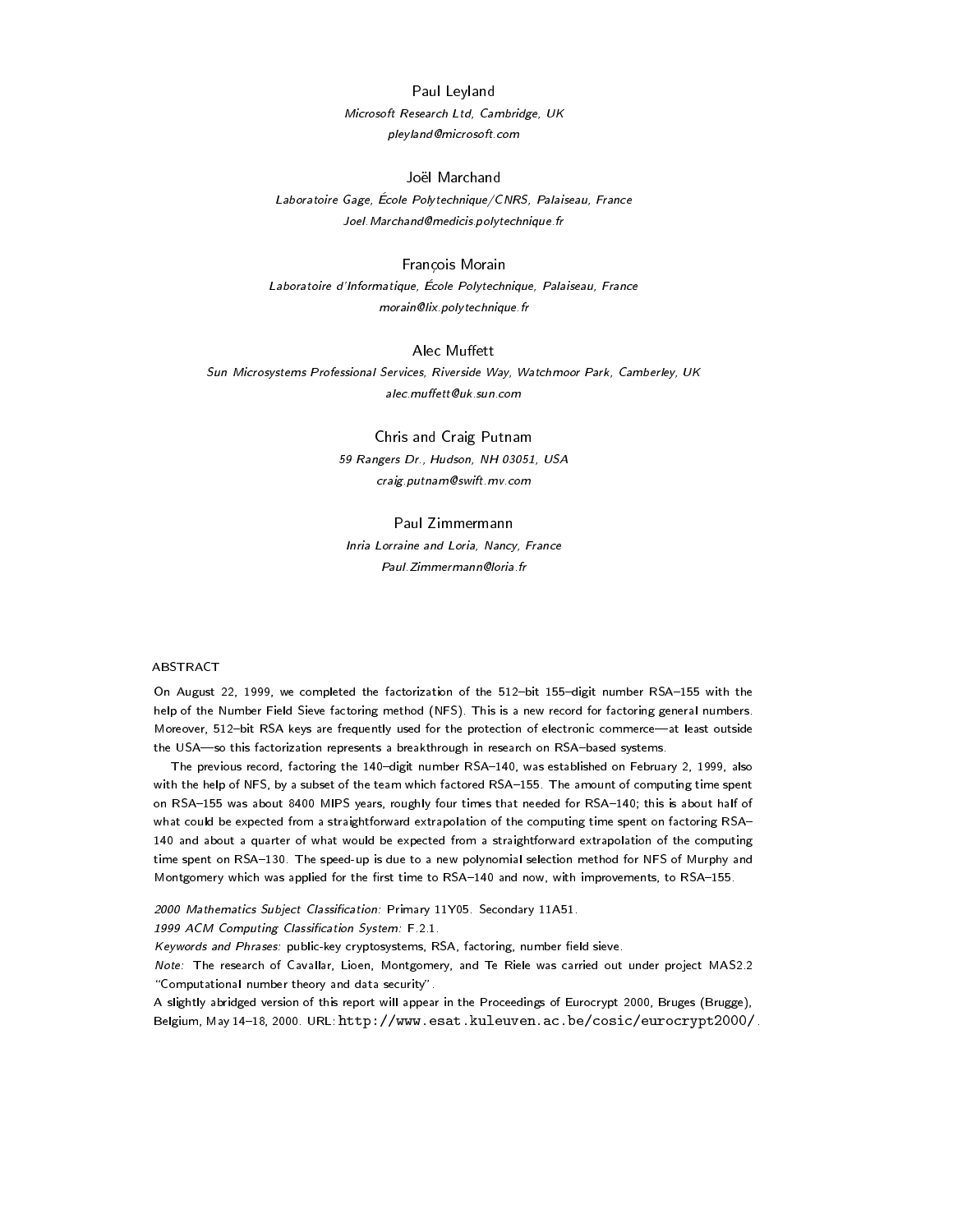Paul Leyland
*Microsoft Research Ltd, Cambridge, UK*
*pleyland@microsoft.com*

Joël Marchand
*Laboratoire Gage, École Polytechnique/CNRS, Palaiseau, France*
*Joel.Marchand@medicis.polytechnique.fr*

François Morain
*Laboratoire d'Informatique, École Polytechnique, Palaiseau, France*
*morain@lix.polytechnique.fr*

Alec Muffett
*Sun Microsystems Professional Services, Riverside Way, Watchmoor Park, Camberley, UK*
*alec.muffett@uk.sun.com*

Chris and Craig Putnam
*59 Rangers Dr., Hudson, NH 03051, USA*
*craig.putnam@swift.mv.com*

Paul Zimmermann
*Inria Lorraine and Loria, Nancy, France*
*Paul.Zimmermann@loria.fr*

ABSTRACT

On August 22, 1999, we completed the factorization of the 512–bit 155–digit number RSA–155 with the help of the Number Field Sieve factoring method (NFS). This is a new record for factoring general numbers. Moreover, 512–bit RSA keys are frequently used for the protection of electronic commerce—at least outside the USA—so this factorization represents a breakthrough in research on RSA–based systems.

The previous record, factoring the 140–digit number RSA–140, was established on February 2, 1999, also with the help of NFS, by a subset of the team which factored RSA–155. The amount of computing time spent on RSA–155 was about 8400 MIPS years, roughly four times that needed for RSA–140; this is about half of what could be expected from a straightforward extrapolation of the computing time spent on factoring RSA–140 and about a quarter of what would be expected from a straightforward extrapolation of the computing time spent on RSA–130. The speed-up is due to a new polynomial selection method for NFS of Murphy and Montgomery which was applied for the first time to RSA–140 and now, with improvements, to RSA–155.

*2000 Mathematics Subject Classification:* Primary 11Y05. Secondary 11A51.
*1999 ACM Computing Classification System:* F.2.1.
*Keywords and Phrases:* public-key cryptosystems, RSA, factoring, number field sieve.
*Note:* The research of Cavallar, Lioen, Montgomery, and Te Riele was carried out under project MAS2.2 "Computational number theory and data security".
A slightly abridged version of this report will appear in the Proceedings of Eurocrypt 2000, Bruges (Brugge), Belgium, May 14–18, 2000. URL: `http://www.esat.kuleuven.ac.be/cosic/eurocrypt2000/`.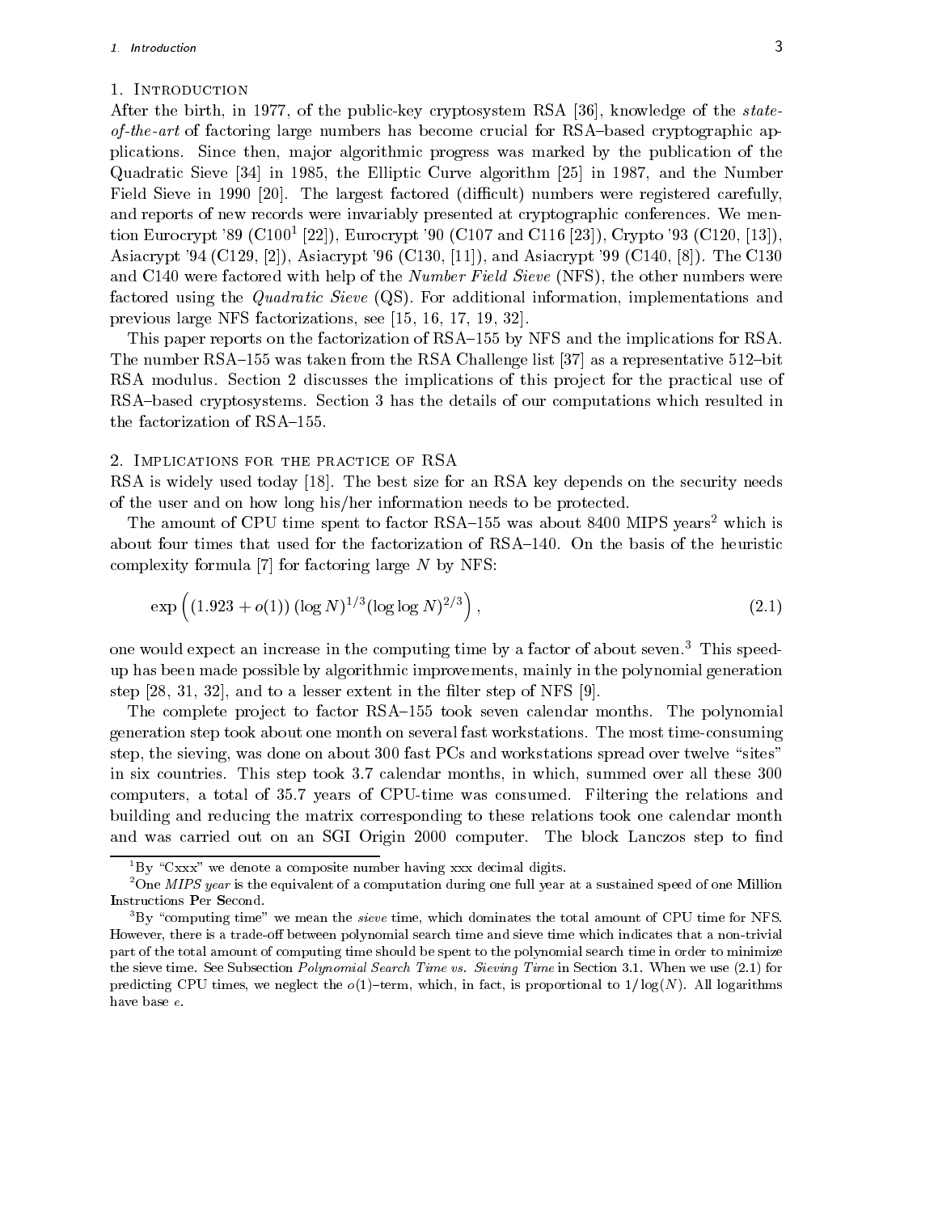## 1. Introduction

After the birth, in 1977, of the public-key cryptosystem RSA [36], knowledge of the *state-of-the-art* of factoring large numbers has become crucial for RSA–based cryptographic applications. Since then, major algorithmic progress was marked by the publication of the Quadratic Sieve [34] in 1985, the Elliptic Curve algorithm [25] in 1987, and the Number Field Sieve in 1990 [20]. The largest factored (difficult) numbers were registered carefully, and reports of new records were invariably presented at cryptographic conferences. We mention Eurocrypt '89 (C100[1] [22]), Eurocrypt '90 (C107 and C116 [23]), Crypto '93 (C120, [13]), Asiacrypt '94 (C129, [2]), Asiacrypt '96 (C130, [11]), and Asiacrypt '99 (C140, [8]). The C130 and C140 were factored with help of the *Number Field Sieve* (NFS), the other numbers were factored using the *Quadratic Sieve* (QS). For additional information, implementations and previous large NFS factorizations, see [15, 16, 17, 19, 32].

This paper reports on the factorization of RSA–155 by NFS and the implications for RSA. The number RSA–155 was taken from the RSA Challenge list [37] as a representative 512–bit RSA modulus. Section 2 discusses the implications of this project for the practical use of RSA–based cryptosystems. Section 3 has the details of our computations which resulted in the factorization of RSA–155.

## 2. Implications for the practice of RSA

RSA is widely used today [18]. The best size for an RSA key depends on the security needs of the user and on how long his/her information needs to be protected.

The amount of CPU time spent to factor RSA–155 was about 8400 MIPS years[2] which is about four times that used for the factorization of RSA–140. On the basis of the heuristic complexity formula [7] for factoring large $N$ by NFS:

$$\exp\left((1.923 + o(1))\,(\log N)^{1/3}(\log\log N)^{2/3}\right), \tag{2.1}$$

one would expect an increase in the computing time by a factor of about seven.[3] This speed-up has been made possible by algorithmic improvements, mainly in the polynomial generation step [28, 31, 32], and to a lesser extent in the filter step of NFS [9].

The complete project to factor RSA–155 took seven calendar months. The polynomial generation step took about one month on several fast workstations. The most time-consuming step, the sieving, was done on about 300 fast PCs and workstations spread over twelve "sites" in six countries. This step took 3.7 calendar months, in which, summed over all these 300 computers, a total of 35.7 years of CPU-time was consumed. Filtering the relations and building and reducing the matrix corresponding to these relations took one calendar month and was carried out on an SGI Origin 2000 computer. The block Lanczos step to find

---

[1] By "Cxxx" we denote a composite number having xxx decimal digits.

[2] One *MIPS year* is the equivalent of a computation during one full year at a sustained speed of one Million Instructions Per Second.

[3] By "computing time" we mean the *sieve* time, which dominates the total amount of CPU time for NFS. However, there is a trade-off between polynomial search time and sieve time which indicates that a non-trivial part of the total amount of computing time should be spent to the polynomial search time in order to minimize the sieve time. See Subsection *Polynomial Search Time vs. Sieving Time* in Section 3.1. When we use (2.1) for predicting CPU times, we neglect the $o(1)$–term, which, in fact, is proportional to $1/\log(N)$. All logarithms have base $e$.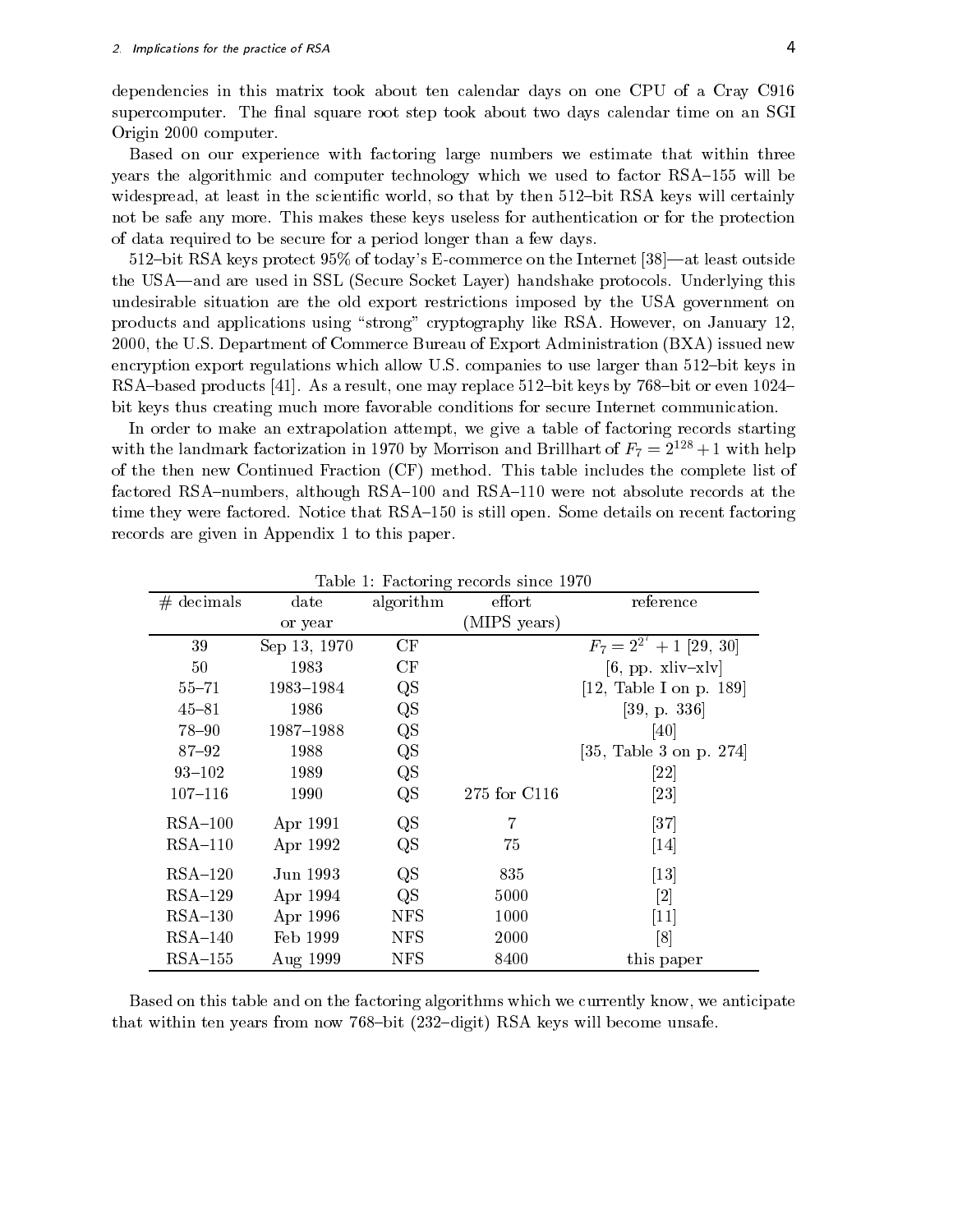dependencies in this matrix took about ten calendar days on one CPU of a Cray C916 supercomputer. The final square root step took about two days calendar time on an SGI Origin 2000 computer.

Based on our experience with factoring large numbers we estimate that within three years the algorithmic and computer technology which we used to factor RSA–155 will be widespread, at least in the scientific world, so that by then 512–bit RSA keys will certainly not be safe any more. This makes these keys useless for authentication or for the protection of data required to be secure for a period longer than a few days.

512–bit RSA keys protect 95% of today's E-commerce on the Internet [38]—at least outside the USA—and are used in SSL (Secure Socket Layer) handshake protocols. Underlying this undesirable situation are the old export restrictions imposed by the USA government on products and applications using "strong" cryptography like RSA. However, on January 12, 2000, the U.S. Department of Commerce Bureau of Export Administration (BXA) issued new encryption export regulations which allow U.S. companies to use larger than 512–bit keys in RSA–based products [41]. As a result, one may replace 512–bit keys by 768–bit or even 1024–bit keys thus creating much more favorable conditions for secure Internet communication.

In order to make an extrapolation attempt, we give a table of factoring records starting with the landmark factorization in 1970 by Morrison and Brillhart of $F_7 = 2^{128} + 1$ with help of the then new Continued Fraction (CF) method. This table includes the complete list of factored RSA–numbers, although RSA–100 and RSA–110 were not absolute records at the time they were factored. Notice that RSA–150 is still open. Some details on recent factoring records are given in Appendix 1 to this paper.

Table 1: Factoring records since 1970

| # decimals | date or year | algorithm | effort (MIPS years) | reference |
|---|---|---|---|---|
| 39 | Sep 13, 1970 | CF | | $F_7 = 2^{2^7} + 1$ [29, 30] |
| 50 | 1983 | CF | | [6, pp. xliv–xlv] |
| 55–71 | 1983–1984 | QS | | [12, Table I on p. 189] |
| 45–81 | 1986 | QS | | [39, p. 336] |
| 78–90 | 1987–1988 | QS | | [40] |
| 87–92 | 1988 | QS | | [35, Table 3 on p. 274] |
| 93–102 | 1989 | QS | | [22] |
| 107–116 | 1990 | QS | 275 for C116 | [23] |
| RSA–100 | Apr 1991 | QS | 7 | [37] |
| RSA–110 | Apr 1992 | QS | 75 | [14] |
| RSA–120 | Jun 1993 | QS | 835 | [13] |
| RSA–129 | Apr 1994 | QS | 5000 | [2] |
| RSA–130 | Apr 1996 | NFS | 1000 | [11] |
| RSA–140 | Feb 1999 | NFS | 2000 | [8] |
| RSA–155 | Aug 1999 | NFS | 8400 | this paper |

Based on this table and on the factoring algorithms which we currently know, we anticipate that within ten years from now 768–bit (232–digit) RSA keys will become unsafe.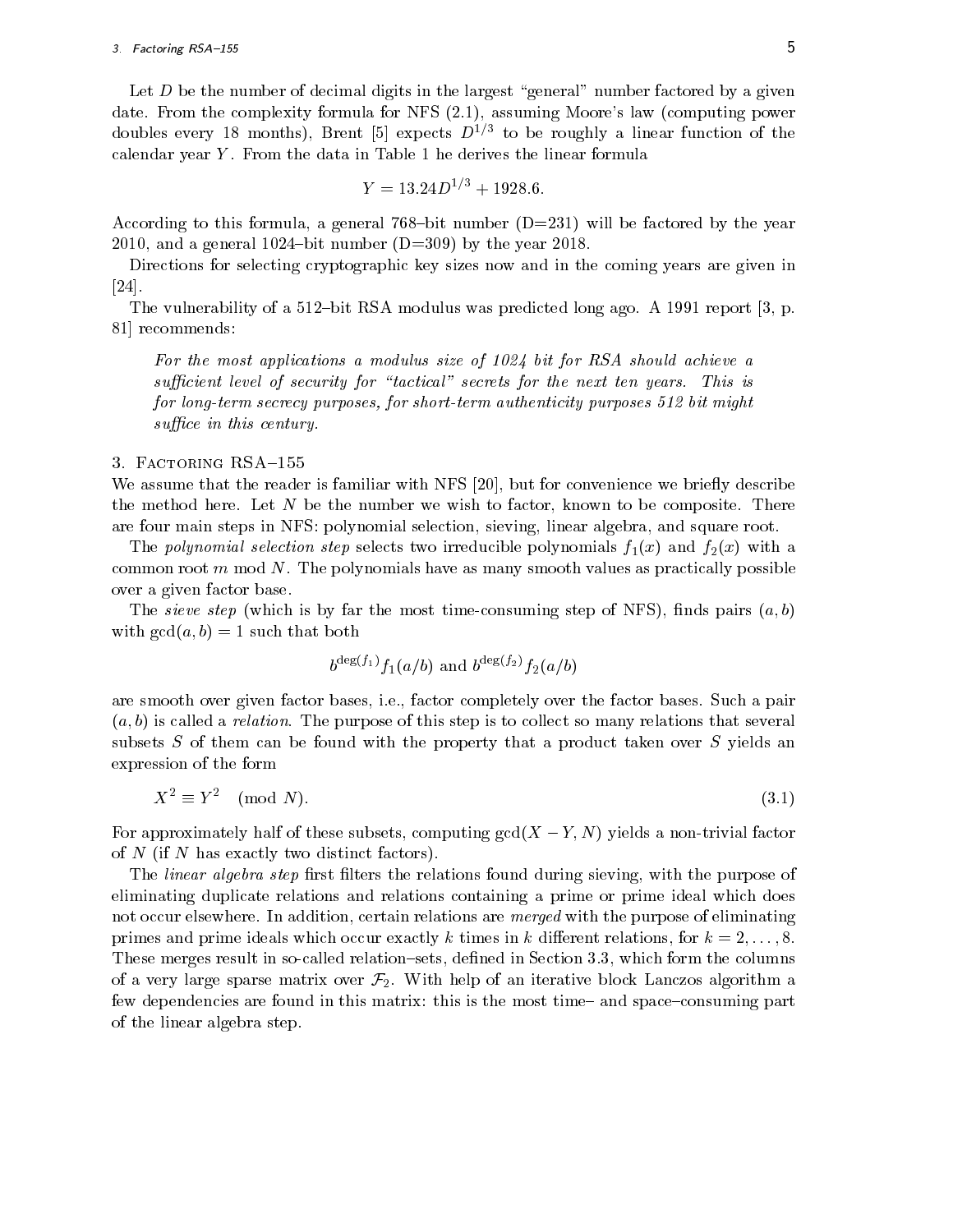Let $D$ be the number of decimal digits in the largest "general" number factored by a given date. From the complexity formula for NFS (2.1), assuming Moore's law (computing power doubles every 18 months), Brent [5] expects $D^{1/3}$ to be roughly a linear function of the calendar year $Y$. From the data in Table 1 he derives the linear formula

$$Y = 13.24D^{1/3} + 1928.6.$$

According to this formula, a general 768–bit number (D=231) will be factored by the year 2010, and a general 1024–bit number (D=309) by the year 2018.

Directions for selecting cryptographic key sizes now and in the coming years are given in [24].

The vulnerability of a 512–bit RSA modulus was predicted long ago. A 1991 report [3, p. 81] recommends:

> *For the most applications a modulus size of 1024 bit for RSA should achieve a sufficient level of security for "tactical" secrets for the next ten years. This is for long-term secrecy purposes, for short-term authenticity purposes 512 bit might suffice in this century.*

## 3. Factoring RSA–155

We assume that the reader is familiar with NFS [20], but for convenience we briefly describe the method here. Let $N$ be the number we wish to factor, known to be composite. There are four main steps in NFS: polynomial selection, sieving, linear algebra, and square root.

The *polynomial selection step* selects two irreducible polynomials $f_1(x)$ and $f_2(x)$ with a common root $m$ mod $N$. The polynomials have as many smooth values as practically possible over a given factor base.

The *sieve step* (which is by far the most time-consuming step of NFS), finds pairs $(a, b)$ with $\gcd(a, b) = 1$ such that both

$$b^{\deg(f_1)} f_1(a/b) \text{ and } b^{\deg(f_2)} f_2(a/b)$$

are smooth over given factor bases, i.e., factor completely over the factor bases. Such a pair $(a, b)$ is called a *relation*. The purpose of this step is to collect so many relations that several subsets $S$ of them can be found with the property that a product taken over $S$ yields an expression of the form

$$X^2 \equiv Y^2 \pmod{N}. \tag{3.1}$$

For approximately half of these subsets, computing $\gcd(X - Y, N)$ yields a non-trivial factor of $N$ (if $N$ has exactly two distinct factors).

The *linear algebra step* first filters the relations found during sieving, with the purpose of eliminating duplicate relations and relations containing a prime or prime ideal which does not occur elsewhere. In addition, certain relations are *merged* with the purpose of eliminating primes and prime ideals which occur exactly $k$ times in $k$ different relations, for $k = 2, \ldots, 8$. These merges result in so-called relation–sets, defined in Section 3.3, which form the columns of a very large sparse matrix over $\mathcal{F}_2$. With help of an iterative block Lanczos algorithm a few dependencies are found in this matrix: this is the most time– and space–consuming part of the linear algebra step.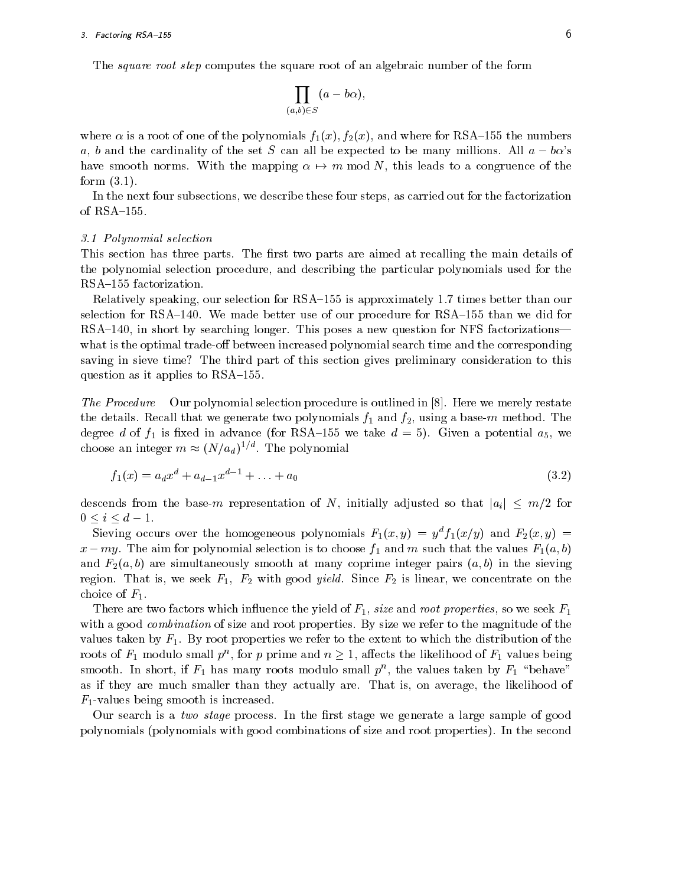The *square root step* computes the square root of an algebraic number of the form

$$\prod_{(a,b)\in S} (a - b\alpha),$$

where $\alpha$ is a root of one of the polynomials $f_1(x), f_2(x)$, and where for RSA–155 the numbers $a$, $b$ and the cardinality of the set $S$ can all be expected to be many millions. All $a - b\alpha$'s have smooth norms. With the mapping $\alpha \mapsto m \bmod N$, this leads to a congruence of the form (3.1).

In the next four subsections, we describe these four steps, as carried out for the factorization of RSA–155.

### *3.1 Polynomial selection*

This section has three parts. The first two parts are aimed at recalling the main details of the polynomial selection procedure, and describing the particular polynomials used for the RSA–155 factorization.

Relatively speaking, our selection for RSA–155 is approximately 1.7 times better than our selection for RSA–140. We made better use of our procedure for RSA–155 than we did for RSA–140, in short by searching longer. This poses a new question for NFS factorizations—what is the optimal trade-off between increased polynomial search time and the corresponding saving in sieve time? The third part of this section gives preliminary consideration to this question as it applies to RSA–155.

*The Procedure* Our polynomial selection procedure is outlined in [8]. Here we merely restate the details. Recall that we generate two polynomials $f_1$ and $f_2$, using a base-$m$ method. The degree $d$ of $f_1$ is fixed in advance (for RSA–155 we take $d = 5$). Given a potential $a_5$, we choose an integer $m \approx (N/a_d)^{1/d}$. The polynomial

$$f_1(x) = a_d x^d + a_{d-1} x^{d-1} + \ldots + a_0 \tag{3.2}$$

descends from the base-$m$ representation of $N$, initially adjusted so that $|a_i| \leq m/2$ for $0 \leq i \leq d - 1$.

Sieving occurs over the homogeneous polynomials $F_1(x, y) = y^d f_1(x/y)$ and $F_2(x, y) = x - my$. The aim for polynomial selection is to choose $f_1$ and $m$ such that the values $F_1(a, b)$ and $F_2(a, b)$ are simultaneously smooth at many coprime integer pairs $(a, b)$ in the sieving region. That is, we seek $F_1$, $F_2$ with good *yield*. Since $F_2$ is linear, we concentrate on the choice of $F_1$.

There are two factors which influence the yield of $F_1$, *size* and *root properties*, so we seek $F_1$ with a good *combination* of size and root properties. By size we refer to the magnitude of the values taken by $F_1$. By root properties we refer to the extent to which the distribution of the roots of $F_1$ modulo small $p^n$, for $p$ prime and $n \geq 1$, affects the likelihood of $F_1$ values being smooth. In short, if $F_1$ has many roots modulo small $p^n$, the values taken by $F_1$ "behave" as if they are much smaller than they actually are. That is, on average, the likelihood of $F_1$-values being smooth is increased.

Our search is a *two stage* process. In the first stage we generate a large sample of good polynomials (polynomials with good combinations of size and root properties). In the second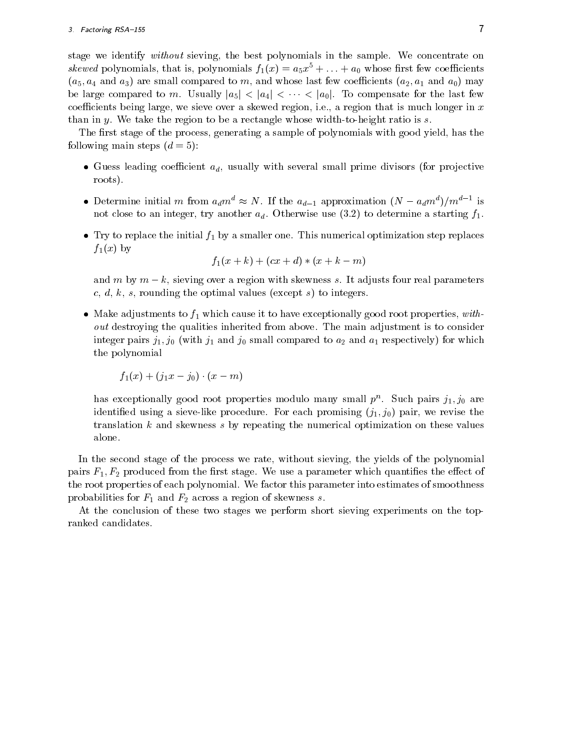stage we identify *without* sieving, the best polynomials in the sample. We concentrate on *skewed* polynomials, that is, polynomials $f_1(x) = a_5x^5 + \ldots + a_0$ whose first few coefficients ($a_5, a_4$ and $a_3$) are small compared to $m$, and whose last few coefficients ($a_2, a_1$ and $a_0$) may be large compared to $m$. Usually $|a_5| < |a_4| < \cdots < |a_0|$. To compensate for the last few coefficients being large, we sieve over a skewed region, i.e., a region that is much longer in $x$ than in $y$. We take the region to be a rectangle whose width-to-height ratio is $s$.

The first stage of the process, generating a sample of polynomials with good yield, has the following main steps ($d = 5$):

- Guess leading coefficient $a_d$, usually with several small prime divisors (for projective roots).
- Determine initial $m$ from $a_d m^d \approx N$. If the $a_{d-1}$ approximation $(N - a_d m^d)/m^{d-1}$ is not close to an integer, try another $a_d$. Otherwise use (3.2) to determine a starting $f_1$.
- Try to replace the initial $f_1$ by a smaller one. This numerical optimization step replaces $f_1(x)$ by
$$f_1(x + k) + (cx + d) * (x + k - m)$$
and $m$ by $m - k$, sieving over a region with skewness $s$. It adjusts four real parameters $c$, $d$, $k$, $s$, rounding the optimal values (except $s$) to integers.
- Make adjustments to $f_1$ which cause it to have exceptionally good root properties, *without* destroying the qualities inherited from above. The main adjustment is to consider integer pairs $j_1, j_0$ (with $j_1$ and $j_0$ small compared to $a_2$ and $a_1$ respectively) for which the polynomial
$$f_1(x) + (j_1 x - j_0) \cdot (x - m)$$
has exceptionally good root properties modulo many small $p^n$. Such pairs $j_1, j_0$ are identified using a sieve-like procedure. For each promising $(j_1, j_0)$ pair, we revise the translation $k$ and skewness $s$ by repeating the numerical optimization on these values alone.

In the second stage of the process we rate, without sieving, the yields of the polynomial pairs $F_1, F_2$ produced from the first stage. We use a parameter which quantifies the effect of the root properties of each polynomial. We factor this parameter into estimates of smoothness probabilities for $F_1$ and $F_2$ across a region of skewness $s$.

At the conclusion of these two stages we perform short sieving experiments on the top-ranked candidates.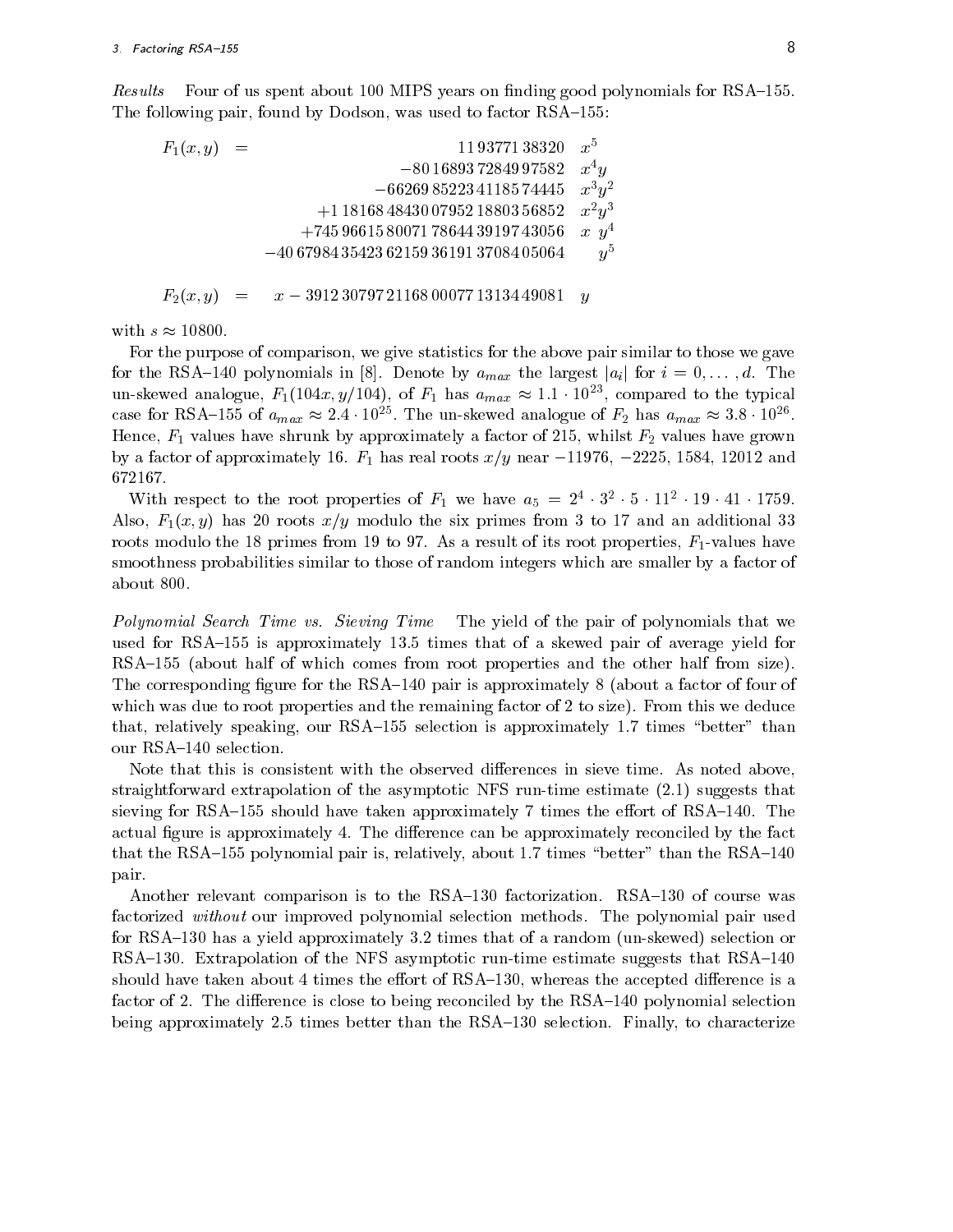*Results* Four of us spent about 100 MIPS years on finding good polynomials for RSA–155. The following pair, found by Dodson, was used to factor RSA–155:

$$
\begin{aligned}
F_1(x,y) = \; & 11\,93771\,38320 \quad x^5 \\
& -80\,16893\,72849\,97582 \quad x^4y \\
& -66269\,85223\,41185\,74445 \quad x^3y^2 \\
& +1\,18168\,48430\,07952\,18803\,56852 \quad x^2y^3 \\
& +745\,96615\,80071\,78644\,39197\,43056 \quad x\,y^4 \\
& -40\,67984\,35423\,62159\,36191\,37084\,05064 \quad y^5
\end{aligned}
$$

$$
F_2(x,y) = x - 3912\,30797\,21168\,00077\,13134\,49081 \quad y
$$

with $s \approx 10800$.

For the purpose of comparison, we give statistics for the above pair similar to those we gave for the RSA–140 polynomials in [8]. Denote by $a_{max}$ the largest $|a_i|$ for $i = 0, \ldots, d$. The un-skewed analogue, $F_1(104x, y/104)$, of $F_1$ has $a_{max} \approx 1.1 \cdot 10^{23}$, compared to the typical case for RSA–155 of $a_{max} \approx 2.4 \cdot 10^{25}$. The un-skewed analogue of $F_2$ has $a_{max} \approx 3.8 \cdot 10^{26}$. Hence, $F_1$ values have shrunk by approximately a factor of 215, whilst $F_2$ values have grown by a factor of approximately 16. $F_1$ has real roots $x/y$ near $-11976$, $-2225$, 1584, 12012 and 672167.

With respect to the root properties of $F_1$ we have $a_5 = 2^4 \cdot 3^2 \cdot 5 \cdot 11^2 \cdot 19 \cdot 41 \cdot 1759$. Also, $F_1(x,y)$ has 20 roots $x/y$ modulo the six primes from 3 to 17 and an additional 33 roots modulo the 18 primes from 19 to 97. As a result of its root properties, $F_1$-values have smoothness probabilities similar to those of random integers which are smaller by a factor of about 800.

*Polynomial Search Time vs. Sieving Time* The yield of the pair of polynomials that we used for RSA–155 is approximately 13.5 times that of a skewed pair of average yield for RSA–155 (about half of which comes from root properties and the other half from size). The corresponding figure for the RSA–140 pair is approximately 8 (about a factor of four of which was due to root properties and the remaining factor of 2 to size). From this we deduce that, relatively speaking, our RSA–155 selection is approximately 1.7 times "better" than our RSA–140 selection.

Note that this is consistent with the observed differences in sieve time. As noted above, straightforward extrapolation of the asymptotic NFS run-time estimate (2.1) suggests that sieving for RSA–155 should have taken approximately 7 times the effort of RSA–140. The actual figure is approximately 4. The difference can be approximately reconciled by the fact that the RSA–155 polynomial pair is, relatively, about 1.7 times "better" than the RSA–140 pair.

Another relevant comparison is to the RSA–130 factorization. RSA–130 of course was factorized *without* our improved polynomial selection methods. The polynomial pair used for RSA–130 has a yield approximately 3.2 times that of a random (un-skewed) selection or RSA–130. Extrapolation of the NFS asymptotic run-time estimate suggests that RSA–140 should have taken about 4 times the effort of RSA–130, whereas the accepted difference is a factor of 2. The difference is close to being reconciled by the RSA–140 polynomial selection being approximately 2.5 times better than the RSA–130 selection. Finally, to characterize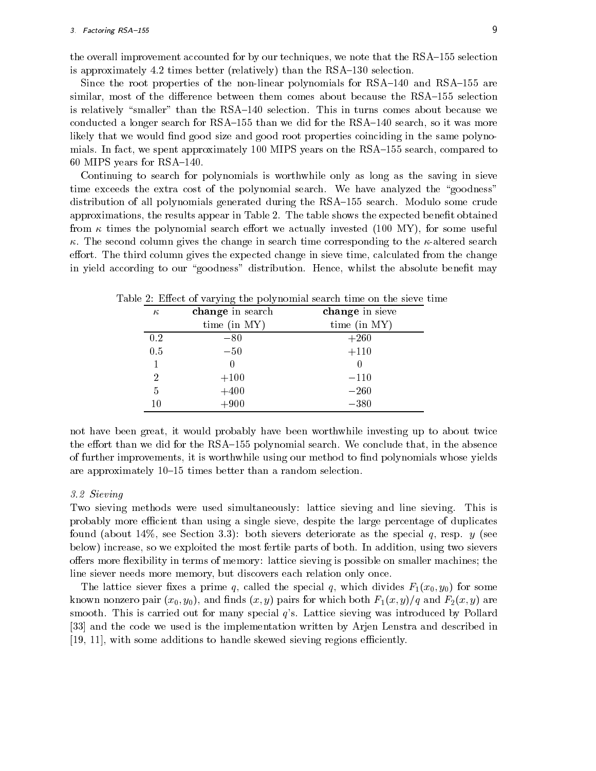the overall improvement accounted for by our techniques, we note that the RSA–155 selection is approximately 4.2 times better (relatively) than the RSA–130 selection.

Since the root properties of the non-linear polynomials for RSA–140 and RSA–155 are similar, most of the difference between them comes about because the RSA–155 selection is relatively "smaller" than the RSA–140 selection. This in turns comes about because we conducted a longer search for RSA–155 than we did for the RSA–140 search, so it was more likely that we would find good size and good root properties coinciding in the same polynomials. In fact, we spent approximately 100 MIPS years on the RSA–155 search, compared to 60 MIPS years for RSA–140.

Continuing to search for polynomials is worthwhile only as long as the saving in sieve time exceeds the extra cost of the polynomial search. We have analyzed the "goodness" distribution of all polynomials generated during the RSA–155 search. Modulo some crude approximations, the results appear in Table 2. The table shows the expected benefit obtained from $\kappa$ times the polynomial search effort we actually invested (100 MY), for some useful $\kappa$. The second column gives the change in search time corresponding to the $\kappa$-altered search effort. The third column gives the expected change in sieve time, calculated from the change in yield according to our "goodness" distribution. Hence, whilst the absolute benefit may not have been great, it would probably have been worthwhile investing up to about twice the effort than we did for the RSA–155 polynomial search. We conclude that, in the absence of further improvements, it is worthwhile using our method to find polynomials whose yields are approximately 10–15 times better than a random selection.

Table 2: Effect of varying the polynomial search time on the sieve time

| $\kappa$ | **change** in search time (in MY) | **change** in sieve time (in MY) |
|---|---|---|
| 0.2 | $-80$ | $+260$ |
| 0.5 | $-50$ | $+110$ |
| 1 | 0 | 0 |
| 2 | $+100$ | $-110$ |
| 5 | $+400$ | $-260$ |
| 10 | $+900$ | $-380$ |

### *3.2 Sieving*

Two sieving methods were used simultaneously: lattice sieving and line sieving. This is probably more efficient than using a single sieve, despite the large percentage of duplicates found (about 14%, see Section 3.3): both sievers deteriorate as the special $q$, resp. $y$ (see below) increase, so we exploited the most fertile parts of both. In addition, using two sievers offers more flexibility in terms of memory: lattice sieving is possible on smaller machines; the line siever needs more memory, but discovers each relation only once.

The lattice siever fixes a prime $q$, called the special $q$, which divides $F_1(x_0, y_0)$ for some known nonzero pair $(x_0, y_0)$, and finds $(x, y)$ pairs for which both $F_1(x, y)/q$ and $F_2(x, y)$ are smooth. This is carried out for many special $q$'s. Lattice sieving was introduced by Pollard [33] and the code we used is the implementation written by Arjen Lenstra and described in [19, 11], with some additions to handle skewed sieving regions efficiently.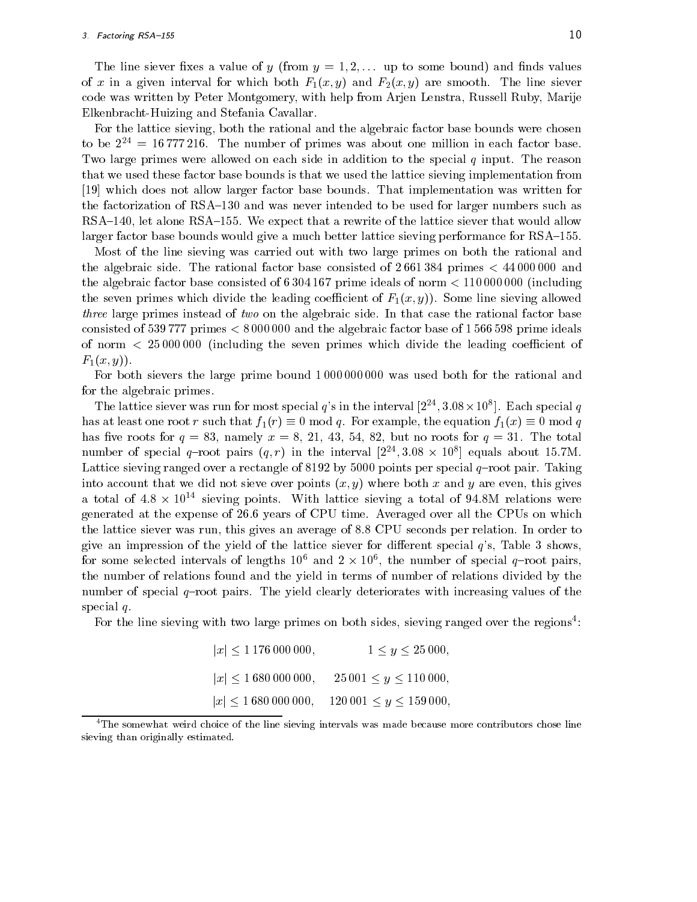The line siever fixes a value of $y$ (from $y = 1, 2, \ldots$ up to some bound) and finds values of $x$ in a given interval for which both $F_1(x, y)$ and $F_2(x, y)$ are smooth. The line siever code was written by Peter Montgomery, with help from Arjen Lenstra, Russell Ruby, Marije Elkenbracht-Huizing and Stefania Cavallar.

For the lattice sieving, both the rational and the algebraic factor base bounds were chosen to be $2^{24} = 16\,777\,216$. The number of primes was about one million in each factor base. Two large primes were allowed on each side in addition to the special $q$ input. The reason that we used these factor base bounds is that we used the lattice sieving implementation from [19] which does not allow larger factor base bounds. That implementation was written for the factorization of RSA–130 and was never intended to be used for larger numbers such as RSA–140, let alone RSA–155. We expect that a rewrite of the lattice siever that would allow larger factor base bounds would give a much better lattice sieving performance for RSA–155.

Most of the line sieving was carried out with two large primes on both the rational and the algebraic side. The rational factor base consisted of $2\,661\,384$ primes $< 44\,000\,000$ and the algebraic factor base consisted of $6\,304\,167$ prime ideals of norm $< 110\,000\,000$ (including the seven primes which divide the leading coefficient of $F_1(x, y)$). Some line sieving allowed *three* large primes instead of *two* on the algebraic side. In that case the rational factor base consisted of $539\,777$ primes $< 8\,000\,000$ and the algebraic factor base of $1\,566\,598$ prime ideals of norm $< 25\,000\,000$ (including the seven primes which divide the leading coefficient of $F_1(x, y)$).

For both sievers the large prime bound $1\,000\,000\,000$ was used both for the rational and for the algebraic primes.

The lattice siever was run for most special $q$'s in the interval $[2^{24}, 3.08 \times 10^8]$. Each special $q$ has at least one root $r$ such that $f_1(r) \equiv 0 \bmod q$. For example, the equation $f_1(x) \equiv 0 \bmod q$ has five roots for $q = 83$, namely $x = 8, 21, 43, 54, 82$, but no roots for $q = 31$. The total number of special $q$–root pairs $(q, r)$ in the interval $[2^{24}, 3.08 \times 10^8]$ equals about 15.7M. Lattice sieving ranged over a rectangle of 8192 by 5000 points per special $q$–root pair. Taking into account that we did not sieve over points $(x, y)$ where both $x$ and $y$ are even, this gives a total of $4.8 \times 10^{14}$ sieving points. With lattice sieving a total of 94.8M relations were generated at the expense of 26.6 years of CPU time. Averaged over all the CPUs on which the lattice siever was run, this gives an average of 8.8 CPU seconds per relation. In order to give an impression of the yield of the lattice siever for different special $q$'s, Table 3 shows, for some selected intervals of lengths $10^6$ and $2 \times 10^6$, the number of special $q$–root pairs, the number of relations found and the yield in terms of number of relations divided by the number of special $q$–root pairs. The yield clearly deteriorates with increasing values of the special $q$.

For the line sieving with two large primes on both sides, sieving ranged over the regions[4]:

$$|x| \leq 1\,176\,000\,000, \qquad 1 \leq y \leq 25\,000,$$

$$|x| \leq 1\,680\,000\,000, \qquad 25\,001 \leq y \leq 110\,000,$$

$$|x| \leq 1\,680\,000\,000, \qquad 120\,001 \leq y \leq 159\,000,$$

[4] The somewhat weird choice of the line sieving intervals was made because more contributors chose line sieving than originally estimated.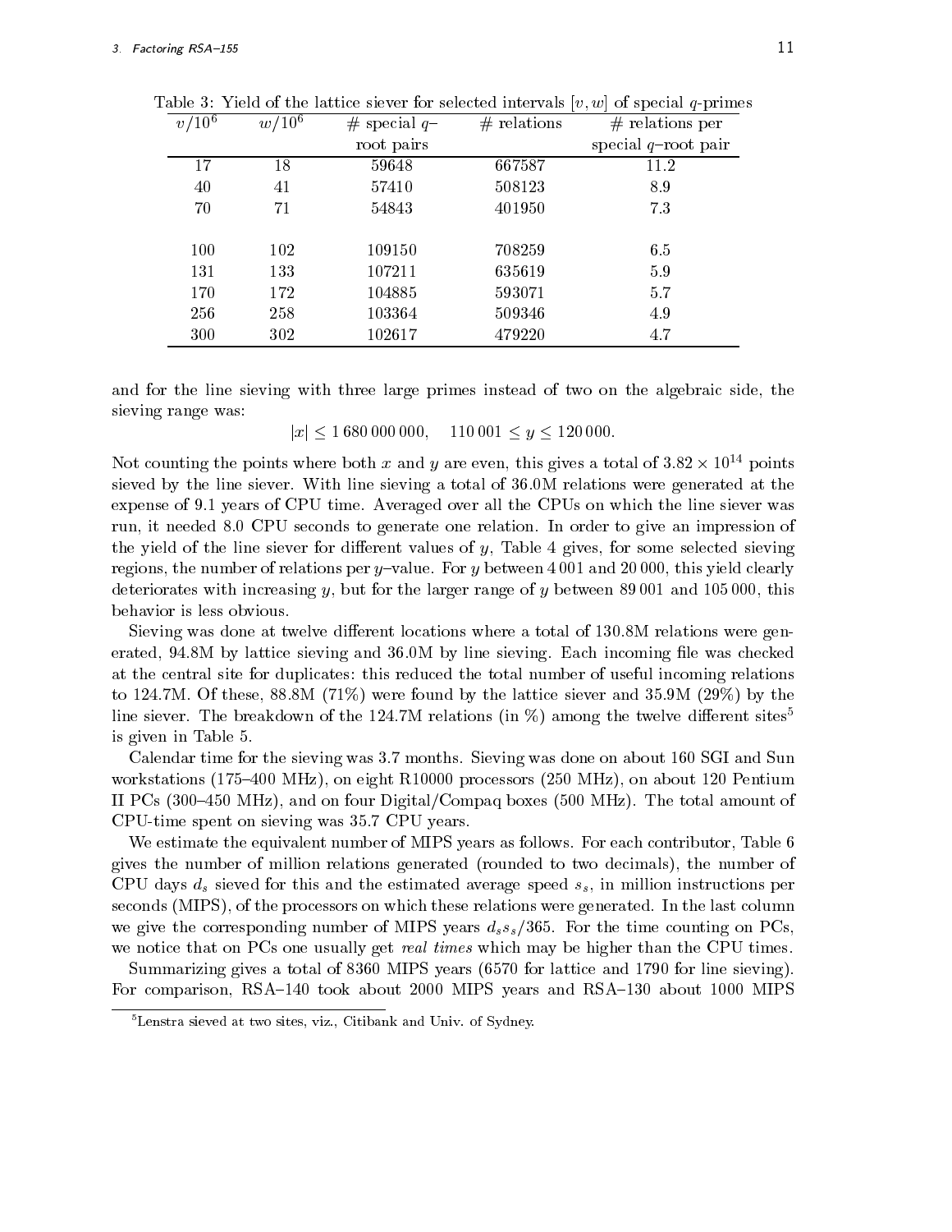Table 3: Yield of the lattice siever for selected intervals $[v, w]$ of special $q$-primes

| $v/10^6$ | $w/10^6$ | # special $q$–root pairs | # relations | # relations per special $q$–root pair |
|---|---|---|---|---|
| 17 | 18 | 59648 | 667587 | 11.2 |
| 40 | 41 | 57410 | 508123 | 8.9 |
| 70 | 71 | 54843 | 401950 | 7.3 |
| 100 | 102 | 109150 | 708259 | 6.5 |
| 131 | 133 | 107211 | 635619 | 5.9 |
| 170 | 172 | 104885 | 593071 | 5.7 |
| 256 | 258 | 103364 | 509346 | 4.9 |
| 300 | 302 | 102617 | 479220 | 4.7 |

and for the line sieving with three large primes instead of two on the algebraic side, the sieving range was:

$$|x| \leq 1\,680\,000\,000, \quad 110\,001 \leq y \leq 120\,000.$$

Not counting the points where both $x$ and $y$ are even, this gives a total of $3.82 \times 10^{14}$ points sieved by the line siever. With line sieving a total of 36.0M relations were generated at the expense of 9.1 years of CPU time. Averaged over all the CPUs on which the line siever was run, it needed 8.0 CPU seconds to generate one relation. In order to give an impression of the yield of the line siever for different values of $y$, Table 4 gives, for some selected sieving regions, the number of relations per $y$–value. For $y$ between 4 001 and 20 000, this yield clearly deteriorates with increasing $y$, but for the larger range of $y$ between 89 001 and 105 000, this behavior is less obvious.

Sieving was done at twelve different locations where a total of 130.8M relations were generated, 94.8M by lattice sieving and 36.0M by line sieving. Each incoming file was checked at the central site for duplicates: this reduced the total number of useful incoming relations to 124.7M. Of these, 88.8M (71%) were found by the lattice siever and 35.9M (29%) by the line siever. The breakdown of the 124.7M relations (in %) among the twelve different sites[5] is given in Table 5.

Calendar time for the sieving was 3.7 months. Sieving was done on about 160 SGI and Sun workstations (175–400 MHz), on eight R10000 processors (250 MHz), on about 120 Pentium II PCs (300–450 MHz), and on four Digital/Compaq boxes (500 MHz). The total amount of CPU-time spent on sieving was 35.7 CPU years.

We estimate the equivalent number of MIPS years as follows. For each contributor, Table 6 gives the number of million relations generated (rounded to two decimals), the number of CPU days $d_s$ sieved for this and the estimated average speed $s_s$, in million instructions per seconds (MIPS), of the processors on which these relations were generated. In the last column we give the corresponding number of MIPS years $d_s s_s/365$. For the time counting on PCs, we notice that on PCs one usually get *real times* which may be higher than the CPU times.

Summarizing gives a total of 8360 MIPS years (6570 for lattice and 1790 for line sieving). For comparison, RSA–140 took about 2000 MIPS years and RSA–130 about 1000 MIPS

[5] Lenstra sieved at two sites, viz., Citibank and Univ. of Sydney.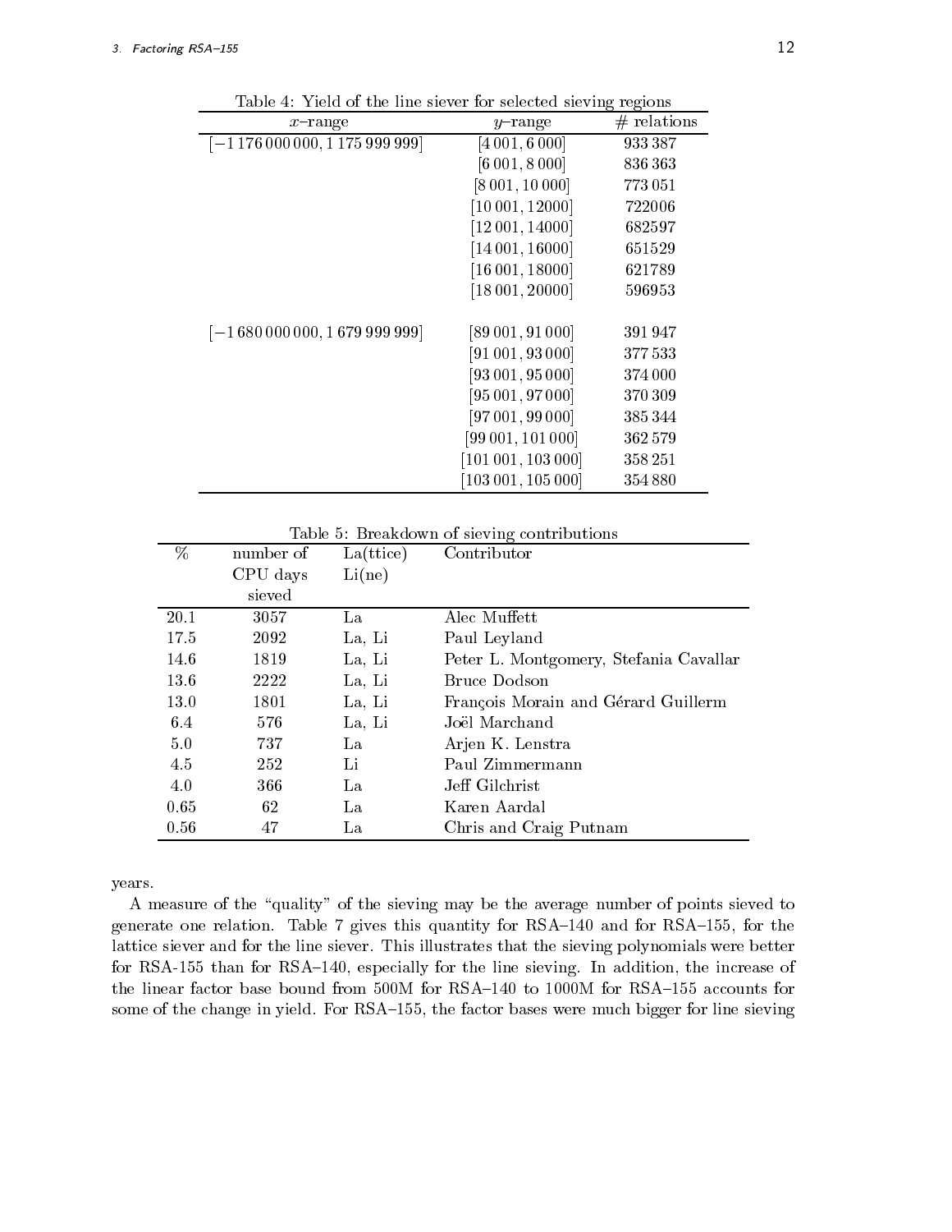Table 4: Yield of the line siever for selected sieving regions

| $x$–range | $y$–range | # relations |
|---|---|---|
| $[-1\,176\,000\,000, 1\,175\,999\,999]$ | $[4\,001, 6\,000]$ | 933 387 |
| | $[6\,001, 8\,000]$ | 836 363 |
| | $[8\,001, 10\,000]$ | 773 051 |
| | $[10\,001, 12000]$ | 722006 |
| | $[12\,001, 14000]$ | 682597 |
| | $[14\,001, 16000]$ | 651529 |
| | $[16\,001, 18000]$ | 621789 |
| | $[18\,001, 20000]$ | 596953 |
| $[-1\,680\,000\,000, 1\,679\,999\,999]$ | $[89\,001, 91\,000]$ | 391 947 |
| | $[91\,001, 93\,000]$ | 377 533 |
| | $[93\,001, 95\,000]$ | 374 000 |
| | $[95\,001, 97\,000]$ | 370 309 |
| | $[97\,001, 99\,000]$ | 385 344 |
| | $[99\,001, 101\,000]$ | 362 579 |
| | $[101\,001, 103\,000]$ | 358 251 |
| | $[103\,001, 105\,000]$ | 354 880 |

Table 5: Breakdown of sieving contributions

| % | number of CPU days sieved | La(ttice) Li(ne) | Contributor |
|---|---|---|---|
| 20.1 | 3057 | La | Alec Muffett |
| 17.5 | 2092 | La, Li | Paul Leyland |
| 14.6 | 1819 | La, Li | Peter L. Montgomery, Stefania Cavallar |
| 13.6 | 2222 | La, Li | Bruce Dodson |
| 13.0 | 1801 | La, Li | François Morain and Gérard Guillerm |
| 6.4 | 576 | La, Li | Joël Marchand |
| 5.0 | 737 | La | Arjen K. Lenstra |
| 4.5 | 252 | Li | Paul Zimmermann |
| 4.0 | 366 | La | Jeff Gilchrist |
| 0.65 | 62 | La | Karen Aardal |
| 0.56 | 47 | La | Chris and Craig Putnam |

years.

A measure of the "quality" of the sieving may be the average number of points sieved to generate one relation. Table 7 gives this quantity for RSA–140 and for RSA–155, for the lattice siever and for the line siever. This illustrates that the sieving polynomials were better for RSA-155 than for RSA–140, especially for the line sieving. In addition, the increase of the linear factor base bound from 500M for RSA–140 to 1000M for RSA–155 accounts for some of the change in yield. For RSA–155, the factor bases were much bigger for line sieving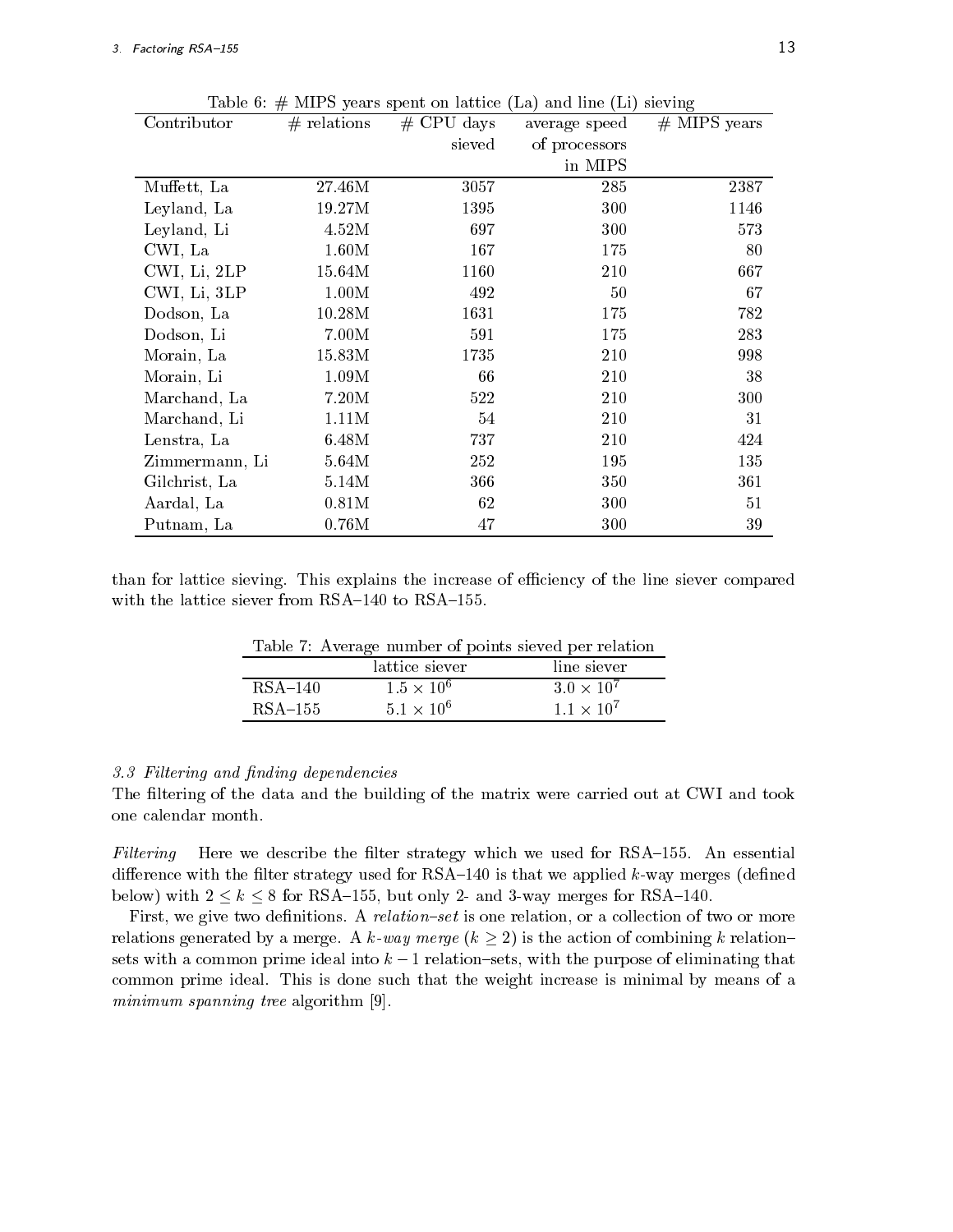Table 6: # MIPS years spent on lattice (La) and line (Li) sieving

| Contributor | # relations | # CPU days sieved | average speed of processors in MIPS | # MIPS years |
|---|---|---|---|---|
| Muffett, La | 27.46M | 3057 | 285 | 2387 |
| Leyland, La | 19.27M | 1395 | 300 | 1146 |
| Leyland, Li | 4.52M | 697 | 300 | 573 |
| CWI, La | 1.60M | 167 | 175 | 80 |
| CWI, Li, 2LP | 15.64M | 1160 | 210 | 667 |
| CWI, Li, 3LP | 1.00M | 492 | 50 | 67 |
| Dodson, La | 10.28M | 1631 | 175 | 782 |
| Dodson, Li | 7.00M | 591 | 175 | 283 |
| Morain, La | 15.83M | 1735 | 210 | 998 |
| Morain, Li | 1.09M | 66 | 210 | 38 |
| Marchand, La | 7.20M | 522 | 210 | 300 |
| Marchand, Li | 1.11M | 54 | 210 | 31 |
| Lenstra, La | 6.48M | 737 | 210 | 424 |
| Zimmermann, Li | 5.64M | 252 | 195 | 135 |
| Gilchrist, La | 5.14M | 366 | 350 | 361 |
| Aardal, La | 0.81M | 62 | 300 | 51 |
| Putnam, La | 0.76M | 47 | 300 | 39 |

than for lattice sieving. This explains the increase of efficiency of the line siever compared with the lattice siever from RSA–140 to RSA–155.

Table 7: Average number of points sieved per relation

| | lattice siever | line siever |
|---|---|---|
| RSA–140 | $1.5 \times 10^6$ | $3.0 \times 10^7$ |
| RSA–155 | $5.1 \times 10^6$ | $1.1 \times 10^7$ |

### *3.3 Filtering and finding dependencies*

The filtering of the data and the building of the matrix were carried out at CWI and took one calendar month.

*Filtering* Here we describe the filter strategy which we used for RSA–155. An essential difference with the filter strategy used for RSA–140 is that we applied $k$-way merges (defined below) with $2 \leq k \leq 8$ for RSA–155, but only 2- and 3-way merges for RSA–140.

First, we give two definitions. A *relation–set* is one relation, or a collection of two or more relations generated by a merge. A *$k$-way merge* ($k \geq 2$) is the action of combining $k$ relation–sets with a common prime ideal into $k-1$ relation–sets, with the purpose of eliminating that common prime ideal. This is done such that the weight increase is minimal by means of a *minimum spanning tree* algorithm [9].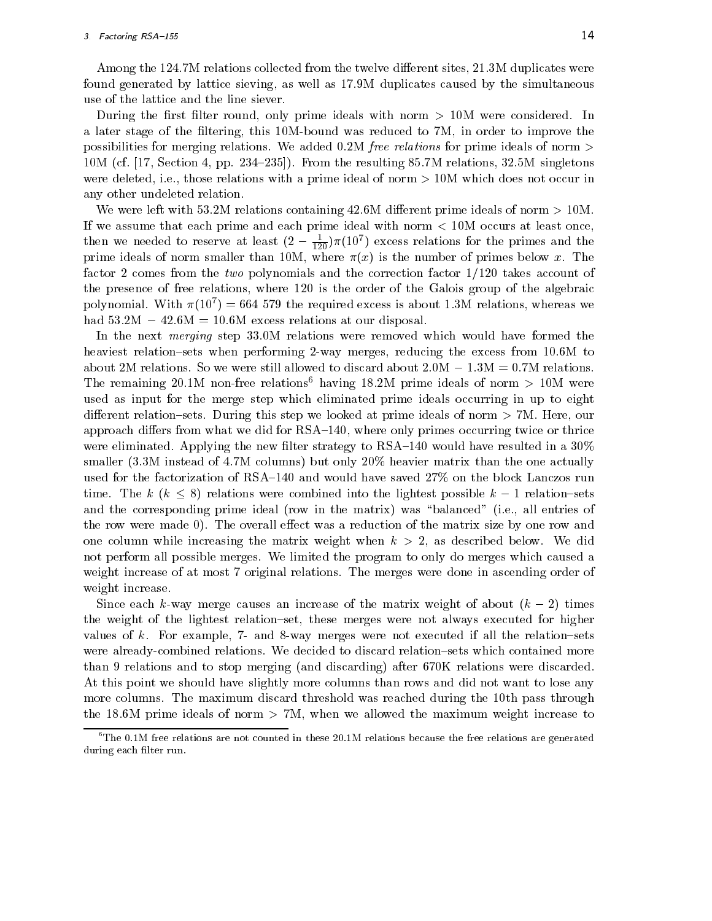Among the 124.7M relations collected from the twelve different sites, 21.3M duplicates were found generated by lattice sieving, as well as 17.9M duplicates caused by the simultaneous use of the lattice and the line siever.

During the first filter round, only prime ideals with norm > 10M were considered. In a later stage of the filtering, this 10M-bound was reduced to 7M, in order to improve the possibilities for merging relations. We added 0.2M *free relations* for prime ideals of norm > 10M (cf. [17, Section 4, pp. 234–235]). From the resulting 85.7M relations, 32.5M singletons were deleted, i.e., those relations with a prime ideal of norm > 10M which does not occur in any other undeleted relation.

We were left with 53.2M relations containing 42.6M different prime ideals of norm > 10M. If we assume that each prime and each prime ideal with norm < 10M occurs at least once, then we needed to reserve at least $(2 - \frac{1}{120})\pi(10^7)$ excess relations for the primes and the prime ideals of norm smaller than 10M, where $\pi(x)$ is the number of primes below $x$. The factor 2 comes from the *two* polynomials and the correction factor 1/120 takes account of the presence of free relations, where 120 is the order of the Galois group of the algebraic polynomial. With $\pi(10^7) = 664\ 579$ the required excess is about 1.3M relations, whereas we had 53.2M − 42.6M = 10.6M excess relations at our disposal.

In the next *merging* step 33.0M relations were removed which would have formed the heaviest relation–sets when performing 2-way merges, reducing the excess from 10.6M to about 2M relations. So we were still allowed to discard about 2.0M − 1.3M = 0.7M relations. The remaining 20.1M non-free relations[6] having 18.2M prime ideals of norm > 10M were used as input for the merge step which eliminated prime ideals occurring in up to eight different relation–sets. During this step we looked at prime ideals of norm > 7M. Here, our approach differs from what we did for RSA–140, where only primes occurring twice or thrice were eliminated. Applying the new filter strategy to RSA–140 would have resulted in a 30% smaller (3.3M instead of 4.7M columns) but only 20% heavier matrix than the one actually used for the factorization of RSA–140 and would have saved 27% on the block Lanczos run time. The $k$ ($k \leq 8$) relations were combined into the lightest possible $k-1$ relation–sets and the corresponding prime ideal (row in the matrix) was "balanced" (i.e., all entries of the row were made 0). The overall effect was a reduction of the matrix size by one row and one column while increasing the matrix weight when $k > 2$, as described below. We did not perform all possible merges. We limited the program to only do merges which caused a weight increase of at most 7 original relations. The merges were done in ascending order of weight increase.

Since each $k$-way merge causes an increase of the matrix weight of about $(k-2)$ times the weight of the lightest relation–set, these merges were not always executed for higher values of $k$. For example, 7- and 8-way merges were not executed if all the relation–sets were already-combined relations. We decided to discard relation–sets which contained more than 9 relations and to stop merging (and discarding) after 670K relations were discarded. At this point we should have slightly more columns than rows and did not want to lose any more columns. The maximum discard threshold was reached during the 10th pass through the 18.6M prime ideals of norm > 7M, when we allowed the maximum weight increase to

[6] The 0.1M free relations are not counted in these 20.1M relations because the free relations are generated during each filter run.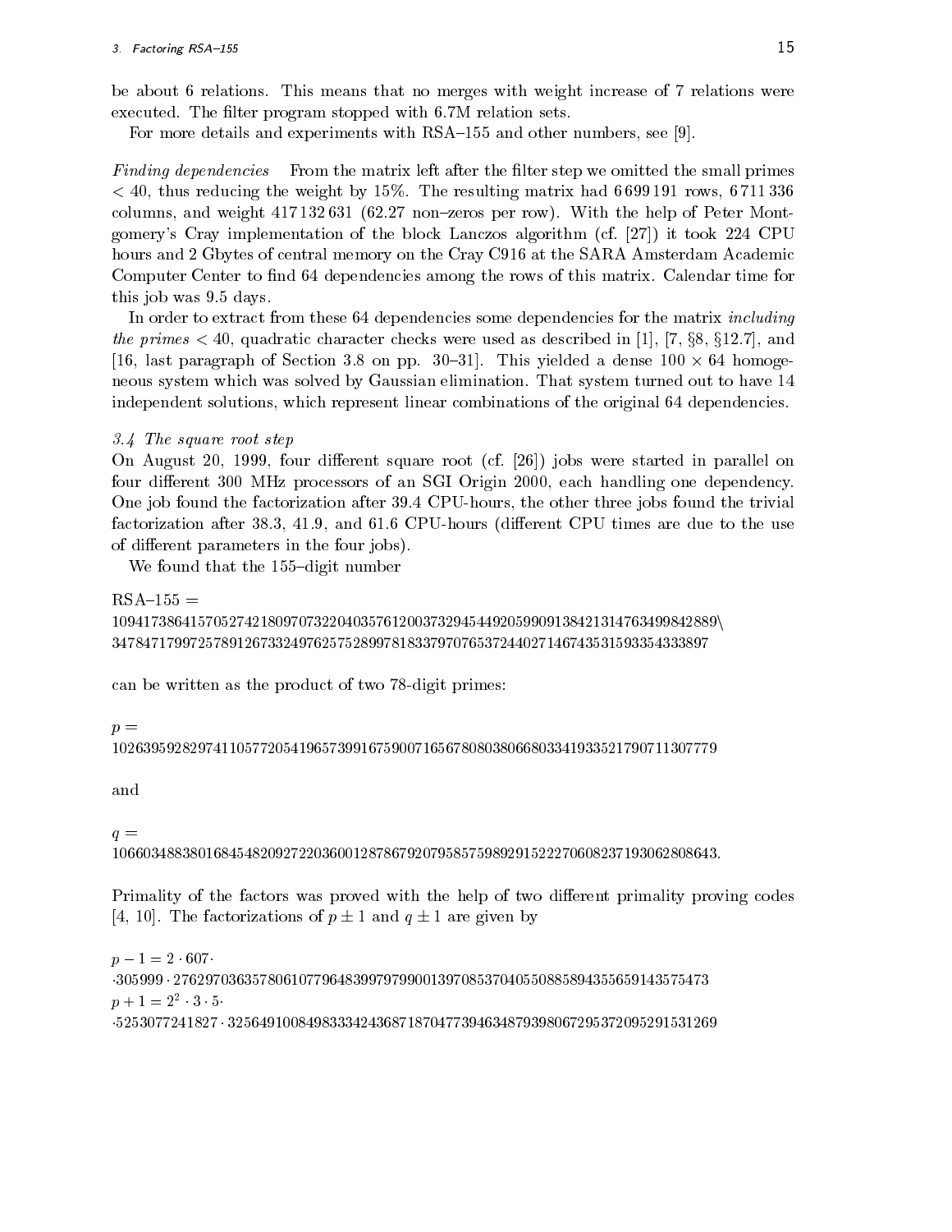be about 6 relations. This means that no merges with weight increase of 7 relations were executed. The filter program stopped with 6.7M relation sets.

For more details and experiments with RSA–155 and other numbers, see [9].

*Finding dependencies* From the matrix left after the filter step we omitted the small primes $< 40$, thus reducing the weight by 15%. The resulting matrix had 6 699 191 rows, 6 711 336 columns, and weight 417 132 631 (62.27 non–zeros per row). With the help of Peter Montgomery's Cray implementation of the block Lanczos algorithm (cf. [27]) it took 224 CPU hours and 2 Gbytes of central memory on the Cray C916 at the SARA Amsterdam Academic Computer Center to find 64 dependencies among the rows of this matrix. Calendar time for this job was 9.5 days.

In order to extract from these 64 dependencies some dependencies for the matrix *including the primes* $< 40$, quadratic character checks were used as described in [1], [7, §8, §12.7], and [16, last paragraph of Section 3.8 on pp. 30–31]. This yielded a dense $100 \times 64$ homogeneous system which was solved by Gaussian elimination. That system turned out to have 14 independent solutions, which represent linear combinations of the original 64 dependencies.

### *3.4 The square root step*

On August 20, 1999, four different square root (cf. [26]) jobs were started in parallel on four different 300 MHz processors of an SGI Origin 2000, each handling one dependency. One job found the factorization after 39.4 CPU-hours, the other three jobs found the trivial factorization after 38.3, 41.9, and 61.6 CPU-hours (different CPU times are due to the use of different parameters in the four jobs).

We found that the 155–digit number

RSA–155 =
10941738641570527421809707322040357612003732945449205990913842131476349984288\
9347847179972578912673324976257528997818337970765372440271467435315933543338 97

can be written as the product of two 78-digit primes:

$p =$
102639592829741105772054196573991675900716567808038066803341933521790711307779

and

$q =$
106603488380168454820927220360012878679207958575989291522270608237193062808643.

Primality of the factors was proved with the help of two different primality proving codes [4, 10]. The factorizations of $p \pm 1$ and $q \pm 1$ are given by

$p - 1 = 2 \cdot 607 \cdot$
$\cdot 305999 \cdot 276297036357806107796483997979900139708537040550885894355659143575473$
$p + 1 = 2^2 \cdot 3 \cdot 5 \cdot$
$\cdot 5253077241827 \cdot 325649100849833342436871870477394634879398067295372095291531269$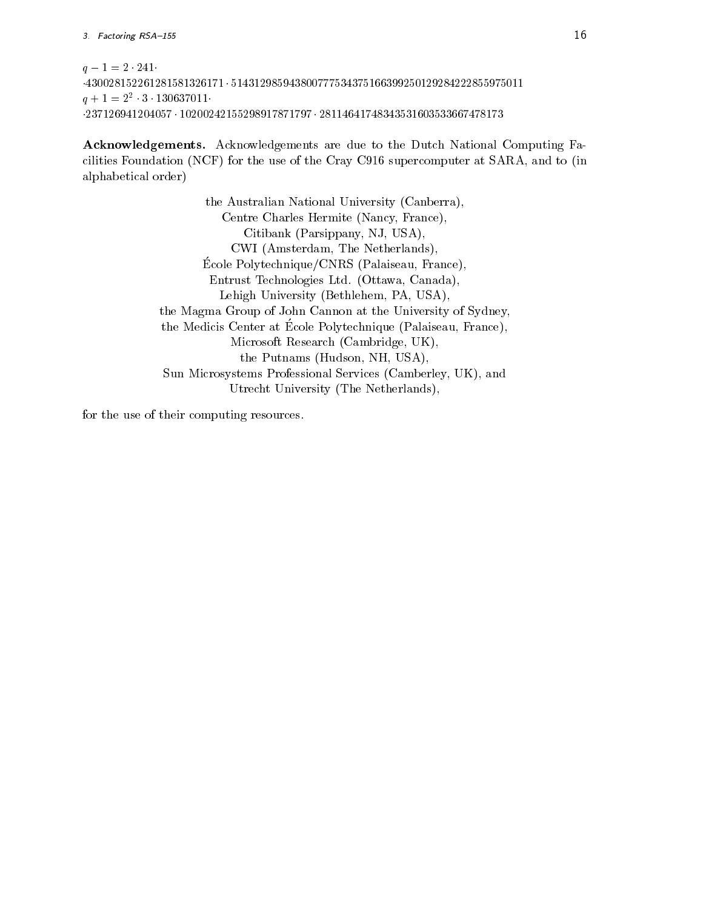$q - 1 = 2 \cdot 241 \cdot$
$\cdot 4300281522612815813261171 \cdot 5143129859438007775343751663992501292842228559750 11$
$q + 1 = 2^2 \cdot 3 \cdot 130637011 \cdot$
$\cdot 237126941204057 \cdot 10200242155298917871797 \cdot 28114641748343531603533667478173$

**Acknowledgements.** Acknowledgements are due to the Dutch National Computing Facilities Foundation (NCF) for the use of the Cray C916 supercomputer at SARA, and to (in alphabetical order)

the Australian National University (Canberra),
Centre Charles Hermite (Nancy, France),
Citibank (Parsippany, NJ, USA),
CWI (Amsterdam, The Netherlands),
École Polytechnique/CNRS (Palaiseau, France),
Entrust Technologies Ltd. (Ottawa, Canada),
Lehigh University (Bethlehem, PA, USA),
the Magma Group of John Cannon at the University of Sydney,
the Medicis Center at École Polytechnique (Palaiseau, France),
Microsoft Research (Cambridge, UK),
the Putnams (Hudson, NH, USA),
Sun Microsystems Professional Services (Camberley, UK), and
Utrecht University (The Netherlands),

for the use of their computing resources.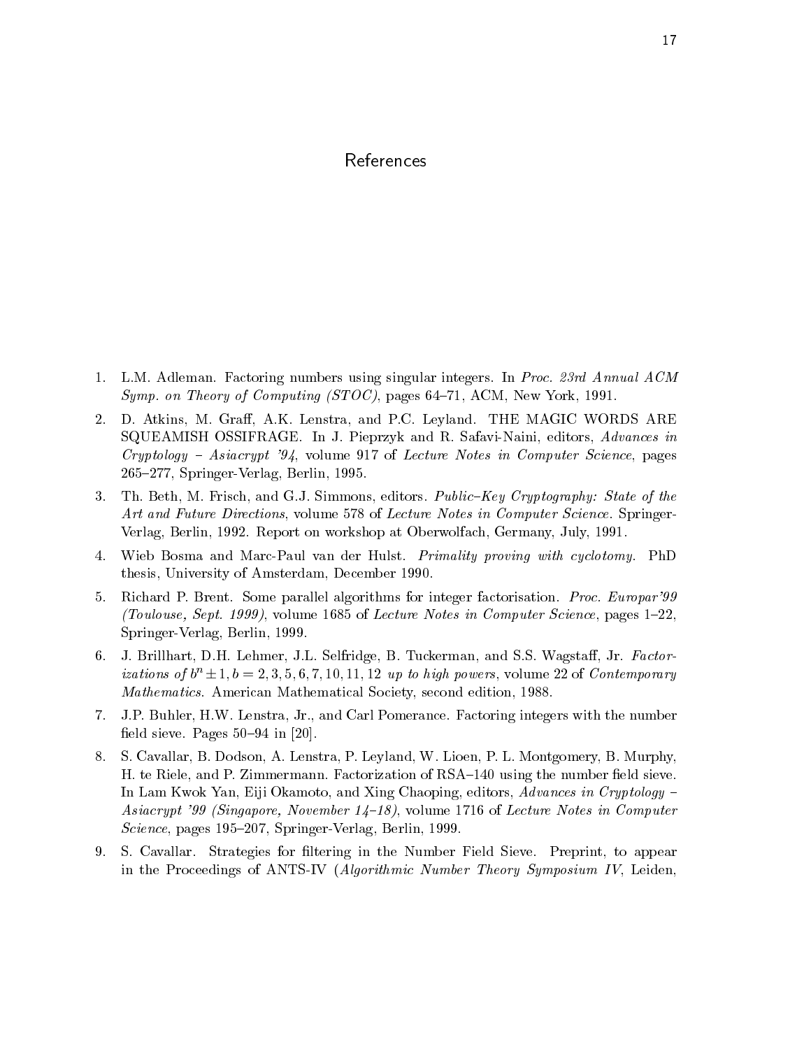# References

1. L.M. Adleman. Factoring numbers using singular integers. In *Proc. 23rd Annual ACM Symp. on Theory of Computing (STOC)*, pages 64–71, ACM, New York, 1991.
2. D. Atkins, M. Graff, A.K. Lenstra, and P.C. Leyland. THE MAGIC WORDS ARE SQUEAMISH OSSIFRAGE. In J. Pieprzyk and R. Safavi-Naini, editors, *Advances in Cryptology – Asiacrypt '94*, volume 917 of *Lecture Notes in Computer Science*, pages 265–277, Springer-Verlag, Berlin, 1995.
3. Th. Beth, M. Frisch, and G.J. Simmons, editors. *Public–Key Cryptography: State of the Art and Future Directions*, volume 578 of *Lecture Notes in Computer Science*. Springer-Verlag, Berlin, 1992. Report on workshop at Oberwolfach, Germany, July, 1991.
4. Wieb Bosma and Marc-Paul van der Hulst. *Primality proving with cyclotomy.* PhD thesis, University of Amsterdam, December 1990.
5. Richard P. Brent. Some parallel algorithms for integer factorisation. *Proc. Europar'99 (Toulouse, Sept. 1999)*, volume 1685 of *Lecture Notes in Computer Science*, pages 1–22, Springer-Verlag, Berlin, 1999.
6. J. Brillhart, D.H. Lehmer, J.L. Selfridge, B. Tuckerman, and S.S. Wagstaff, Jr. *Factorizations of $b^n \pm 1, b = 2, 3, 5, 6, 7, 10, 11, 12$ up to high powers*, volume 22 of *Contemporary Mathematics*. American Mathematical Society, second edition, 1988.
7. J.P. Buhler, H.W. Lenstra, Jr., and Carl Pomerance. Factoring integers with the number field sieve. Pages 50–94 in [20].
8. S. Cavallar, B. Dodson, A. Lenstra, P. Leyland, W. Lioen, P. L. Montgomery, B. Murphy, H. te Riele, and P. Zimmermann. Factorization of RSA–140 using the number field sieve. In Lam Kwok Yan, Eiji Okamoto, and Xing Chaoping, editors, *Advances in Cryptology – Asiacrypt '99 (Singapore, November 14–18)*, volume 1716 of *Lecture Notes in Computer Science*, pages 195–207, Springer-Verlag, Berlin, 1999.
9. S. Cavallar. Strategies for filtering in the Number Field Sieve. Preprint, to appear in the Proceedings of ANTS-IV (*Algorithmic Number Theory Symposium IV*, Leiden,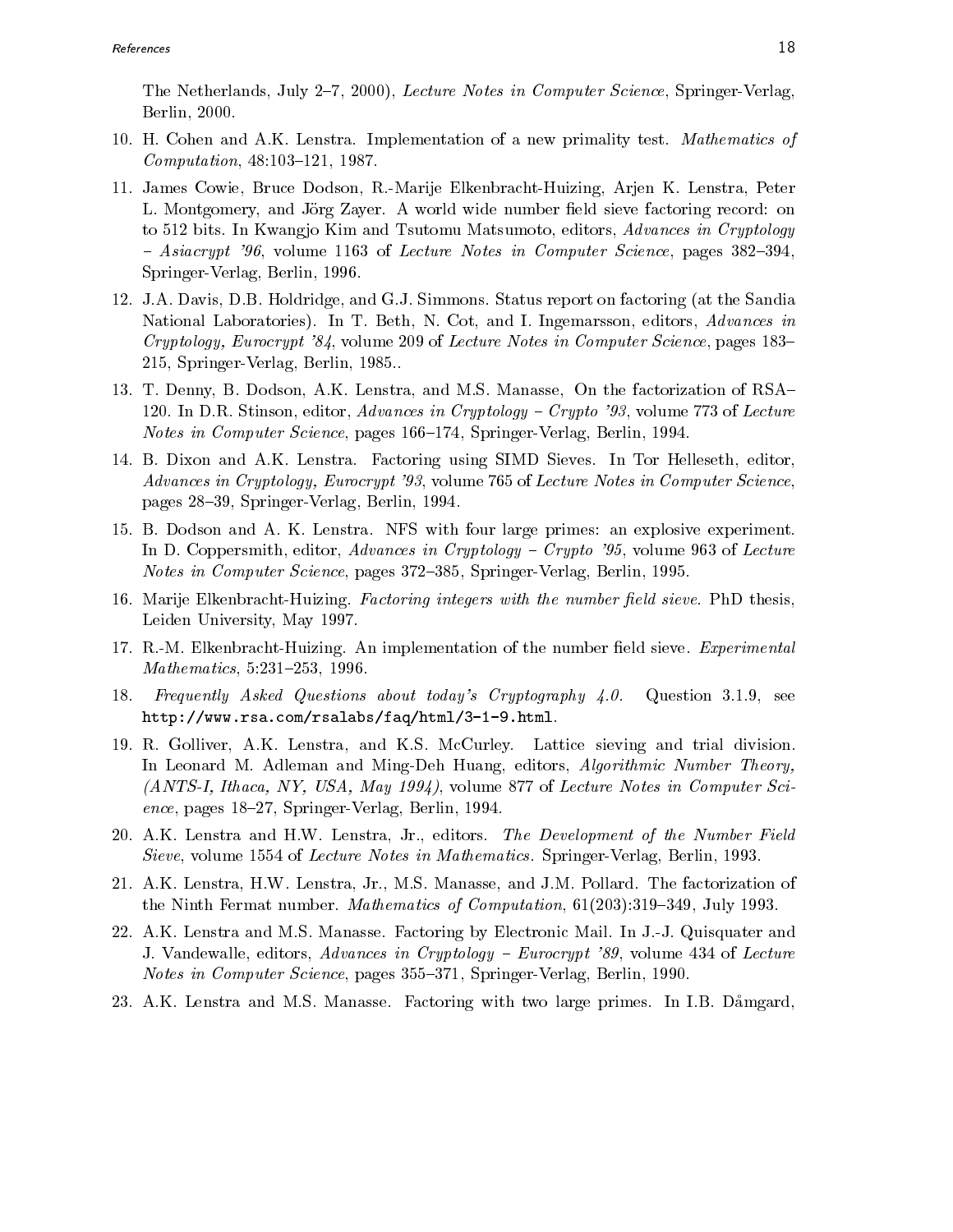The Netherlands, July 2–7, 2000), *Lecture Notes in Computer Science*, Springer-Verlag, Berlin, 2000.

10. H. Cohen and A.K. Lenstra. Implementation of a new primality test. *Mathematics of Computation*, 48:103–121, 1987.
11. James Cowie, Bruce Dodson, R.-Marije Elkenbracht-Huizing, Arjen K. Lenstra, Peter L. Montgomery, and Jörg Zayer. A world wide number field sieve factoring record: on to 512 bits. In Kwangjo Kim and Tsutomu Matsumoto, editors, *Advances in Cryptology – Asiacrypt '96*, volume 1163 of *Lecture Notes in Computer Science*, pages 382–394, Springer-Verlag, Berlin, 1996.
12. J.A. Davis, D.B. Holdridge, and G.J. Simmons. Status report on factoring (at the Sandia National Laboratories). In T. Beth, N. Cot, and I. Ingemarsson, editors, *Advances in Cryptology, Eurocrypt '84*, volume 209 of *Lecture Notes in Computer Science*, pages 183–215, Springer-Verlag, Berlin, 1985..
13. T. Denny, B. Dodson, A.K. Lenstra, and M.S. Manasse, On the factorization of RSA–120. In D.R. Stinson, editor, *Advances in Cryptology – Crypto '93*, volume 773 of *Lecture Notes in Computer Science*, pages 166–174, Springer-Verlag, Berlin, 1994.
14. B. Dixon and A.K. Lenstra. Factoring using SIMD Sieves. In Tor Helleseth, editor, *Advances in Cryptology, Eurocrypt '93*, volume 765 of *Lecture Notes in Computer Science*, pages 28–39, Springer-Verlag, Berlin, 1994.
15. B. Dodson and A. K. Lenstra. NFS with four large primes: an explosive experiment. In D. Coppersmith, editor, *Advances in Cryptology – Crypto '95*, volume 963 of *Lecture Notes in Computer Science*, pages 372–385, Springer-Verlag, Berlin, 1995.
16. Marije Elkenbracht-Huizing. *Factoring integers with the number field sieve*. PhD thesis, Leiden University, May 1997.
17. R.-M. Elkenbracht-Huizing. An implementation of the number field sieve. *Experimental Mathematics*, 5:231–253, 1996.
18. *Frequently Asked Questions about today's Cryptography 4.0*. Question 3.1.9, see `http://www.rsa.com/rsalabs/faq/html/3-1-9.html`.
19. R. Golliver, A.K. Lenstra, and K.S. McCurley. Lattice sieving and trial division. In Leonard M. Adleman and Ming-Deh Huang, editors, *Algorithmic Number Theory, (ANTS-I, Ithaca, NY, USA, May 1994)*, volume 877 of *Lecture Notes in Computer Science*, pages 18–27, Springer-Verlag, Berlin, 1994.
20. A.K. Lenstra and H.W. Lenstra, Jr., editors. *The Development of the Number Field Sieve*, volume 1554 of *Lecture Notes in Mathematics*. Springer-Verlag, Berlin, 1993.
21. A.K. Lenstra, H.W. Lenstra, Jr., M.S. Manasse, and J.M. Pollard. The factorization of the Ninth Fermat number. *Mathematics of Computation*, 61(203):319–349, July 1993.
22. A.K. Lenstra and M.S. Manasse. Factoring by Electronic Mail. In J.-J. Quisquater and J. Vandewalle, editors, *Advances in Cryptology – Eurocrypt '89*, volume 434 of *Lecture Notes in Computer Science*, pages 355–371, Springer-Verlag, Berlin, 1990.
23. A.K. Lenstra and M.S. Manasse. Factoring with two large primes. In I.B. Dåmgard,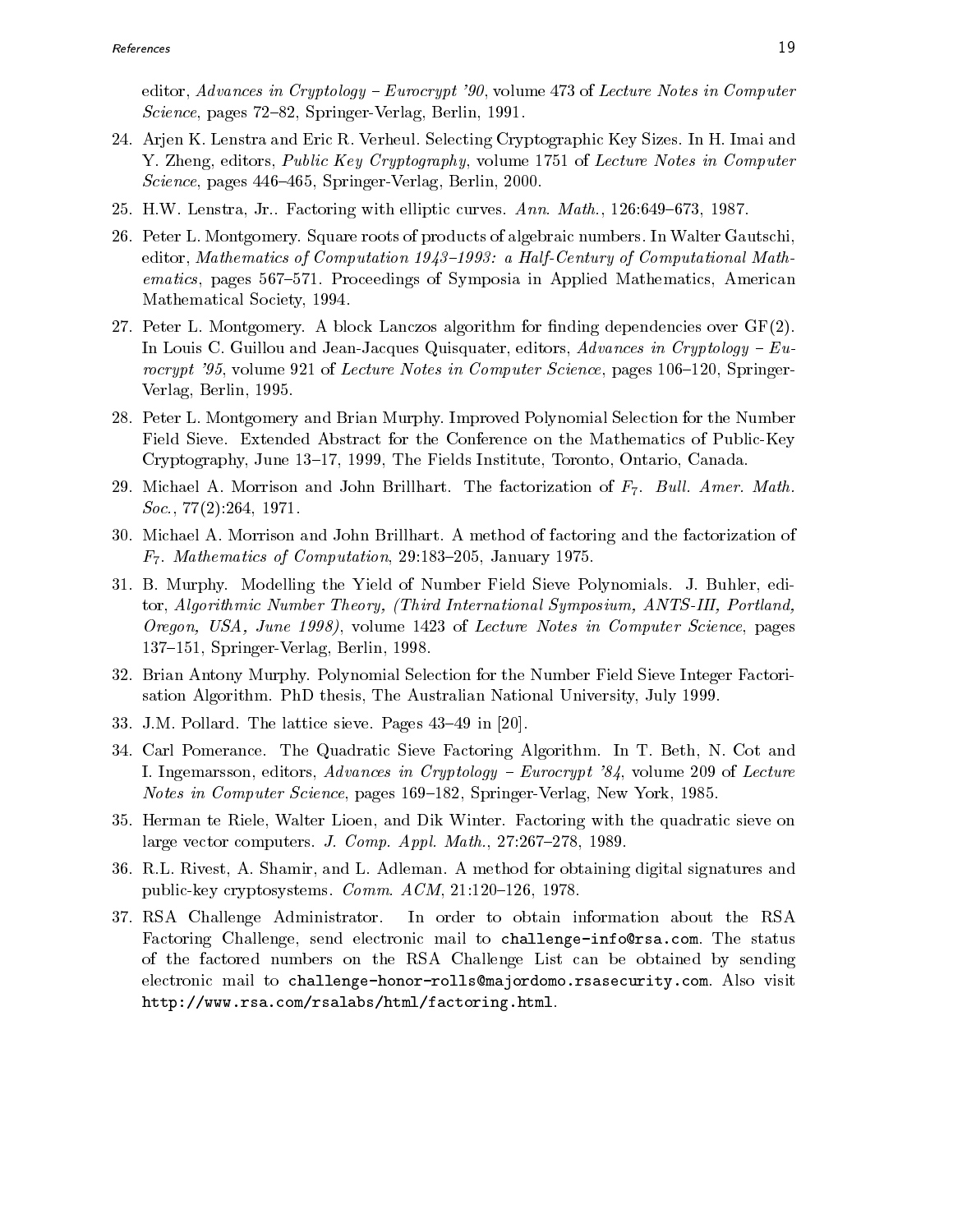editor, *Advances in Cryptology – Eurocrypt '90*, volume 473 of *Lecture Notes in Computer Science*, pages 72–82, Springer-Verlag, Berlin, 1991.

24. Arjen K. Lenstra and Eric R. Verheul. Selecting Cryptographic Key Sizes. In H. Imai and Y. Zheng, editors, *Public Key Cryptography*, volume 1751 of *Lecture Notes in Computer Science*, pages 446–465, Springer-Verlag, Berlin, 2000.
25. H.W. Lenstra, Jr.. Factoring with elliptic curves. *Ann. Math.*, 126:649–673, 1987.
26. Peter L. Montgomery. Square roots of products of algebraic numbers. In Walter Gautschi, editor, *Mathematics of Computation 1943–1993: a Half-Century of Computational Mathematics*, pages 567–571. Proceedings of Symposia in Applied Mathematics, American Mathematical Society, 1994.
27. Peter L. Montgomery. A block Lanczos algorithm for finding dependencies over GF(2). In Louis C. Guillou and Jean-Jacques Quisquater, editors, *Advances in Cryptology – Eurocrypt '95*, volume 921 of *Lecture Notes in Computer Science*, pages 106–120, Springer-Verlag, Berlin, 1995.
28. Peter L. Montgomery and Brian Murphy. Improved Polynomial Selection for the Number Field Sieve. Extended Abstract for the Conference on the Mathematics of Public-Key Cryptography, June 13–17, 1999, The Fields Institute, Toronto, Ontario, Canada.
29. Michael A. Morrison and John Brillhart. The factorization of $F_7$. *Bull. Amer. Math. Soc.*, 77(2):264, 1971.
30. Michael A. Morrison and John Brillhart. A method of factoring and the factorization of $F_7$. *Mathematics of Computation*, 29:183–205, January 1975.
31. B. Murphy. Modelling the Yield of Number Field Sieve Polynomials. J. Buhler, editor, *Algorithmic Number Theory, (Third International Symposium, ANTS-III, Portland, Oregon, USA, June 1998)*, volume 1423 of *Lecture Notes in Computer Science*, pages 137–151, Springer-Verlag, Berlin, 1998.
32. Brian Antony Murphy. Polynomial Selection for the Number Field Sieve Integer Factorisation Algorithm. PhD thesis, The Australian National University, July 1999.
33. J.M. Pollard. The lattice sieve. Pages 43–49 in [20].
34. Carl Pomerance. The Quadratic Sieve Factoring Algorithm. In T. Beth, N. Cot and I. Ingemarsson, editors, *Advances in Cryptology – Eurocrypt '84*, volume 209 of *Lecture Notes in Computer Science*, pages 169–182, Springer-Verlag, New York, 1985.
35. Herman te Riele, Walter Lioen, and Dik Winter. Factoring with the quadratic sieve on large vector computers. *J. Comp. Appl. Math.*, 27:267–278, 1989.
36. R.L. Rivest, A. Shamir, and L. Adleman. A method for obtaining digital signatures and public-key cryptosystems. *Comm. ACM*, 21:120–126, 1978.
37. RSA Challenge Administrator. In order to obtain information about the RSA Factoring Challenge, send electronic mail to `challenge-info@rsa.com`. The status of the factored numbers on the RSA Challenge List can be obtained by sending electronic mail to `challenge-honor-rolls@majordomo.rsasecurity.com`. Also visit `http://www.rsa.com/rsalabs/html/factoring.html`.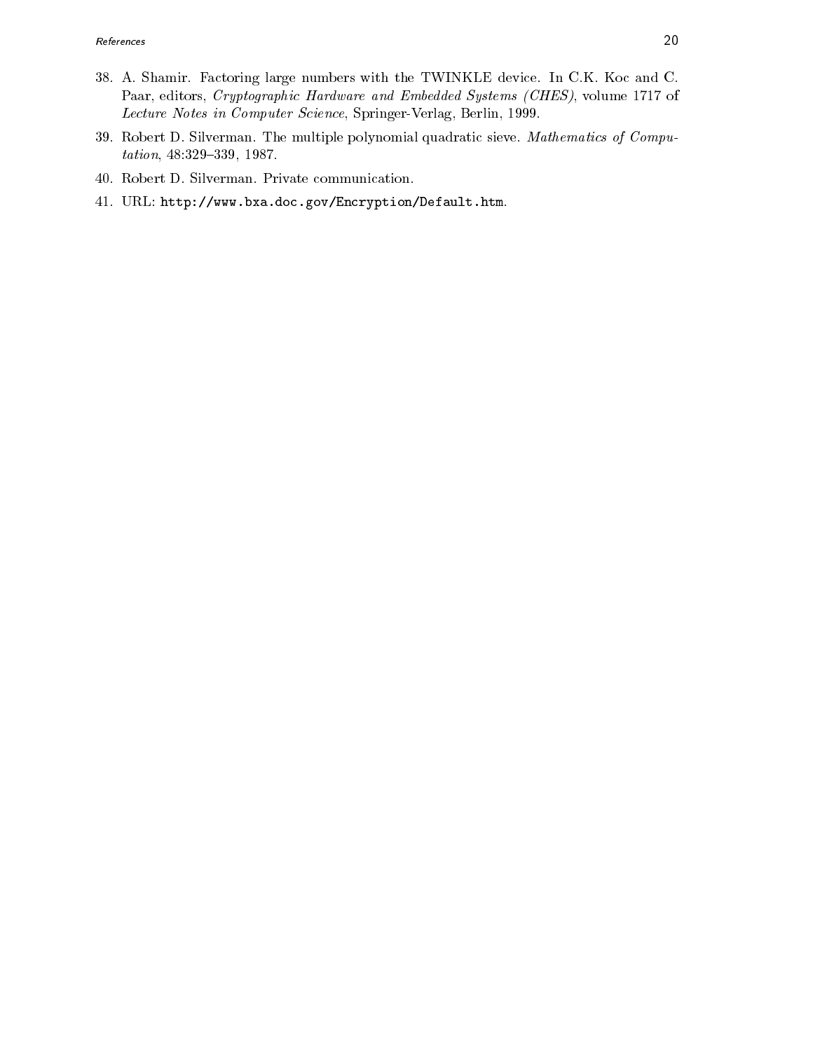38. A. Shamir. Factoring large numbers with the TWINKLE device. In C.K. Koc and C. Paar, editors, *Cryptographic Hardware and Embedded Systems (CHES)*, volume 1717 of *Lecture Notes in Computer Science*, Springer-Verlag, Berlin, 1999.

39. Robert D. Silverman. The multiple polynomial quadratic sieve. *Mathematics of Computation*, 48:329–339, 1987.

40. Robert D. Silverman. Private communication.

41. URL: `http://www.bxa.doc.gov/Encryption/Default.htm`.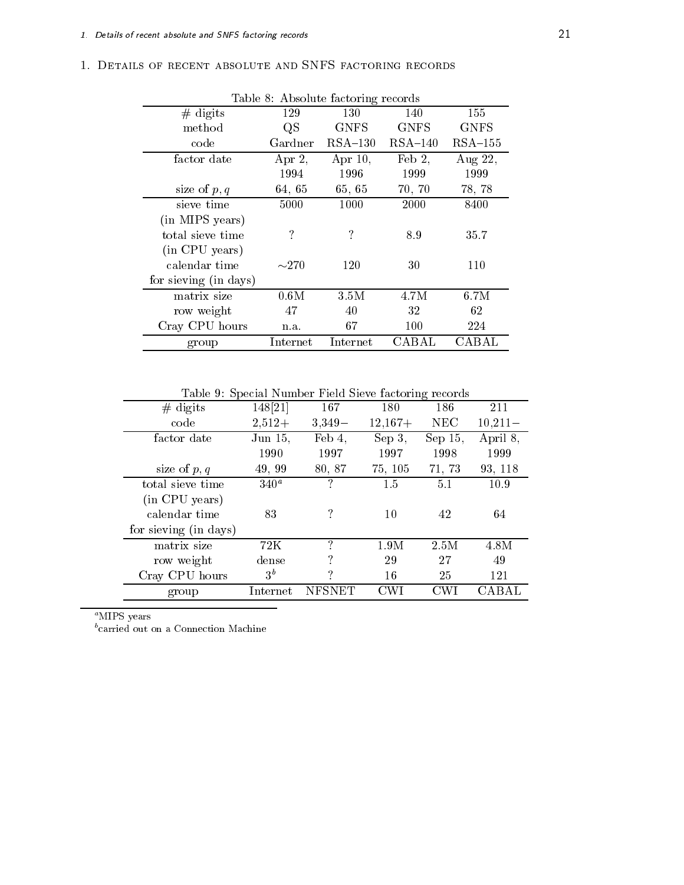# 1. Details of recent absolute and SNFS factoring records

Table 8: Absolute factoring records

| # digits | 129 | 130 | 140 | 155 |
|---|---|---|---|---|
| method | QS | GNFS | GNFS | GNFS |
| code | Gardner | RSA–130 | RSA–140 | RSA–155 |
| factor date | Apr 2, 1994 | Apr 10, 1996 | Feb 2, 1999 | Aug 22, 1999 |
| size of $p, q$ | 64, 65 | 65, 65 | 70, 70 | 78, 78 |
| sieve time (in MIPS years) | 5000 | 1000 | 2000 | 8400 |
| total sieve time (in CPU years) | ? | ? | 8.9 | 35.7 |
| calendar time for sieving (in days) | ∼270 | 120 | 30 | 110 |
| matrix size | 0.6M | 3.5M | 4.7M | 6.7M |
| row weight | 47 | 40 | 32 | 62 |
| Cray CPU hours | n.a. | 67 | 100 | 224 |
| group | Internet | Internet | CABAL | CABAL |

Table 9: Special Number Field Sieve factoring records

| # digits | 148[21] | 167 | 180 | 186 | 211 |
|---|---|---|---|---|---|
| code | 2,512+ | 3,349− | 12,167+ | NEC | 10,211− |
| factor date | Jun 15, 1990 | Feb 4, 1997 | Sep 3, 1997 | Sep 15, 1998 | April 8, 1999 |
| size of $p, q$ | 49, 99 | 80, 87 | 75, 105 | 71, 73 | 93, 118 |
| total sieve time (in CPU years) | 340[a] | ? | 1.5 | 5.1 | 10.9 |
| calendar time for sieving (in days) | 83 | ? | 10 | 42 | 64 |
| matrix size | 72K | ? | 1.9M | 2.5M | 4.8M |
| row weight | dense | ? | 29 | 27 | 49 |
| Cray CPU hours | 3[b] | ? | 16 | 25 | 121 |
| group | Internet | NFSNET | CWI | CWI | CABAL |

[a] MIPS years

[b] carried out on a Connection Machine